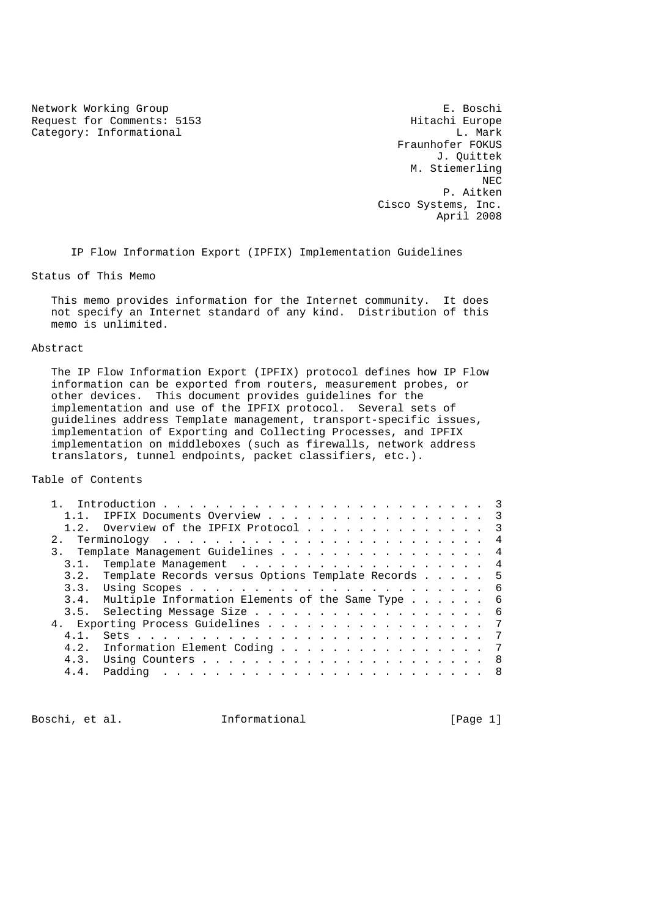Network Working Group                                          E. Boschi
Request for Comments: 5153                                Hitachi Europe
Category: Informational                                          L. Mark
                                                         Fraunhofer FOKUS
                                                               J. Quittek
                                                            M. Stiemerling
                                                                      NEC
                                                                P. Aitken
                                                       Cisco Systems, Inc.
                                                               April 2008

# IP Flow Information Export (IPFIX) Implementation Guidelines

## Status of This Memo

This memo provides information for the Internet community. It does not specify an Internet standard of any kind. Distribution of this memo is unlimited.

## Abstract

The IP Flow Information Export (IPFIX) protocol defines how IP Flow information can be exported from routers, measurement probes, or other devices. This document provides guidelines for the implementation and use of the IPFIX protocol. Several sets of guidelines address Template management, transport-specific issues, implementation of Exporting and Collecting Processes, and IPFIX implementation on middleboxes (such as firewalls, network address translators, tunnel endpoints, packet classifiers, etc.).

## Table of Contents

```
   1.  Introduction . . . . . . . . . . . . . . . . . . . . . . . . .  3
     1.1.  IPFIX Documents Overview . . . . . . . . . . . . . . . . .  3
     1.2.  Overview of the IPFIX Protocol . . . . . . . . . . . . . .  3
   2.  Terminology  . . . . . . . . . . . . . . . . . . . . . . . . .  4
   3.  Template Management Guidelines . . . . . . . . . . . . . . . .  4
     3.1.  Template Management  . . . . . . . . . . . . . . . . . . .  4
     3.2.  Template Records versus Options Template Records . . . . .  5
     3.3.  Using Scopes . . . . . . . . . . . . . . . . . . . . . . .  6
     3.4.  Multiple Information Elements of the Same Type . . . . . .  6
     3.5.  Selecting Message Size . . . . . . . . . . . . . . . . . .  6
   4.  Exporting Process Guidelines . . . . . . . . . . . . . . . . .  7
     4.1.  Sets . . . . . . . . . . . . . . . . . . . . . . . . . . .  7
     4.2.  Information Element Coding . . . . . . . . . . . . . . . .  7
     4.3.  Using Counters . . . . . . . . . . . . . . . . . . . . . .  8
     4.4.  Padding  . . . . . . . . . . . . . . . . . . . . . . . . .  8
```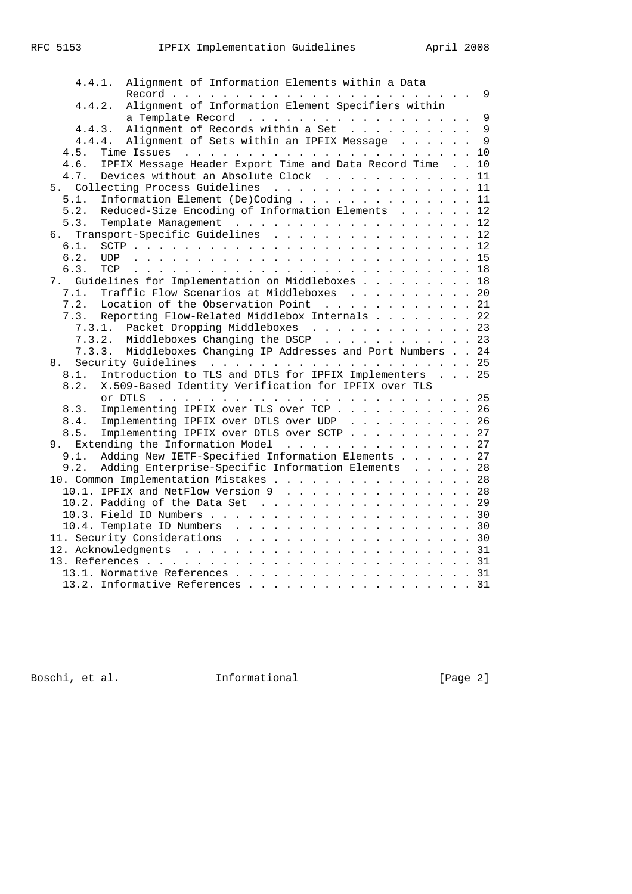```
      4.4.1.  Alignment of Information Elements within a Data
              Record . . . . . . . . . . . . . . . . . . . . . . . .  9
      4.4.2.  Alignment of Information Element Specifiers within
              a Template Record  . . . . . . . . . . . . . . . . . .  9
      4.4.3.  Alignment of Records within a Set  . . . . . . . . . .  9
      4.4.4.  Alignment of Sets within an IPFIX Message  . . . . . .  9
    4.5.  Time Issues  . . . . . . . . . . . . . . . . . . . . . . . 10
    4.6.  IPFIX Message Header Export Time and Data Record Time  . . 10
    4.7.  Devices without an Absolute Clock  . . . . . . . . . . . . 11
  5.  Collecting Process Guidelines  . . . . . . . . . . . . . . . . 11
    5.1.  Information Element (De)Coding . . . . . . . . . . . . . . 11
    5.2.  Reduced-Size Encoding of Information Elements  . . . . . . 12
    5.3.  Template Management  . . . . . . . . . . . . . . . . . . . 12
  6.  Transport-Specific Guidelines  . . . . . . . . . . . . . . . . 12
    6.1.  SCTP . . . . . . . . . . . . . . . . . . . . . . . . . . . 12
    6.2.  UDP  . . . . . . . . . . . . . . . . . . . . . . . . . . . 15
    6.3.  TCP  . . . . . . . . . . . . . . . . . . . . . . . . . . . 18
  7.  Guidelines for Implementation on Middleboxes . . . . . . . . . 18
    7.1.  Traffic Flow Scenarios at Middleboxes  . . . . . . . . . . 20
    7.2.  Location of the Observation Point  . . . . . . . . . . . . 21
    7.3.  Reporting Flow-Related Middlebox Internals . . . . . . . . 22
      7.3.1.  Packet Dropping Middleboxes  . . . . . . . . . . . . . 23
      7.3.2.  Middleboxes Changing the DSCP  . . . . . . . . . . . . 23
      7.3.3.  Middleboxes Changing IP Addresses and Port Numbers . . 24
  8.  Security Guidelines  . . . . . . . . . . . . . . . . . . . . . 25
    8.1.  Introduction to TLS and DTLS for IPFIX Implementers  . . . 25
    8.2.  X.509-Based Identity Verification for IPFIX over TLS
          or DTLS  . . . . . . . . . . . . . . . . . . . . . . . . . 25
    8.3.  Implementing IPFIX over TLS over TCP . . . . . . . . . . . 26
    8.4.  Implementing IPFIX over DTLS over UDP  . . . . . . . . . . 26
    8.5.  Implementing IPFIX over DTLS over SCTP . . . . . . . . . . 27
  9.  Extending the Information Model  . . . . . . . . . . . . . . . 27
    9.1.  Adding New IETF-Specified Information Elements . . . . . . 27
    9.2.  Adding Enterprise-Specific Information Elements  . . . . . 28
  10. Common Implementation Mistakes . . . . . . . . . . . . . . . . 28
    10.1. IPFIX and NetFlow Version 9  . . . . . . . . . . . . . . . 28
    10.2. Padding of the Data Set  . . . . . . . . . . . . . . . . . 29
    10.3. Field ID Numbers . . . . . . . . . . . . . . . . . . . . . 30
    10.4. Template ID Numbers  . . . . . . . . . . . . . . . . . . . 30
  11. Security Considerations  . . . . . . . . . . . . . . . . . . . 30
  12. Acknowledgments  . . . . . . . . . . . . . . . . . . . . . . . 31
  13. References . . . . . . . . . . . . . . . . . . . . . . . . . . 31
    13.1. Normative References . . . . . . . . . . . . . . . . . . . 31
    13.2. Informative References . . . . . . . . . . . . . . . . . . 31
```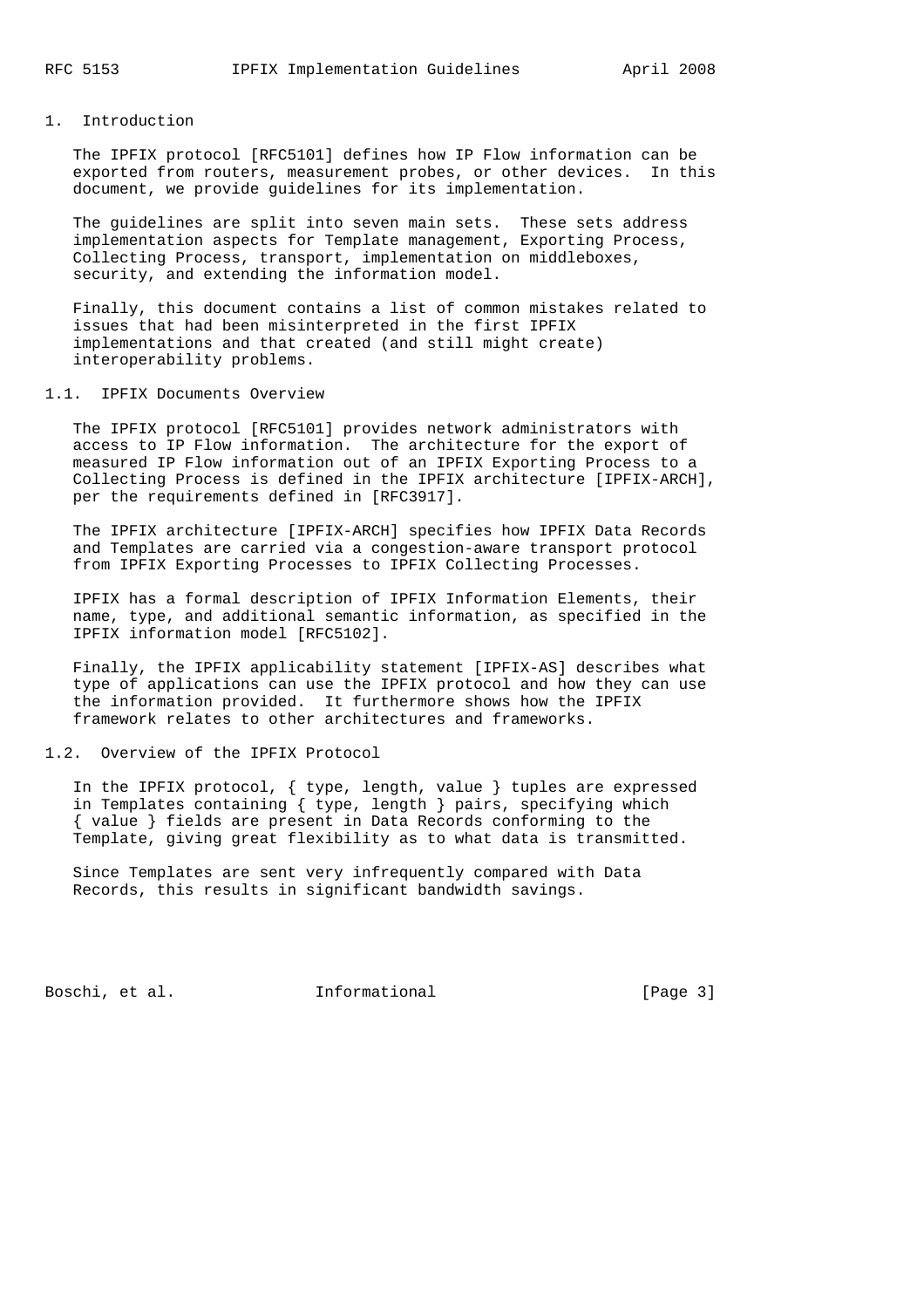# 1. Introduction

The IPFIX protocol [RFC5101] defines how IP Flow information can be exported from routers, measurement probes, or other devices. In this document, we provide guidelines for its implementation.

The guidelines are split into seven main sets. These sets address implementation aspects for Template management, Exporting Process, Collecting Process, transport, implementation on middleboxes, security, and extending the information model.

Finally, this document contains a list of common mistakes related to issues that had been misinterpreted in the first IPFIX implementations and that created (and still might create) interoperability problems.

## 1.1. IPFIX Documents Overview

The IPFIX protocol [RFC5101] provides network administrators with access to IP Flow information. The architecture for the export of measured IP Flow information out of an IPFIX Exporting Process to a Collecting Process is defined in the IPFIX architecture [IPFIX-ARCH], per the requirements defined in [RFC3917].

The IPFIX architecture [IPFIX-ARCH] specifies how IPFIX Data Records and Templates are carried via a congestion-aware transport protocol from IPFIX Exporting Processes to IPFIX Collecting Processes.

IPFIX has a formal description of IPFIX Information Elements, their name, type, and additional semantic information, as specified in the IPFIX information model [RFC5102].

Finally, the IPFIX applicability statement [IPFIX-AS] describes what type of applications can use the IPFIX protocol and how they can use the information provided. It furthermore shows how the IPFIX framework relates to other architectures and frameworks.

## 1.2. Overview of the IPFIX Protocol

In the IPFIX protocol, { type, length, value } tuples are expressed in Templates containing { type, length } pairs, specifying which { value } fields are present in Data Records conforming to the Template, giving great flexibility as to what data is transmitted.

Since Templates are sent very infrequently compared with Data Records, this results in significant bandwidth savings.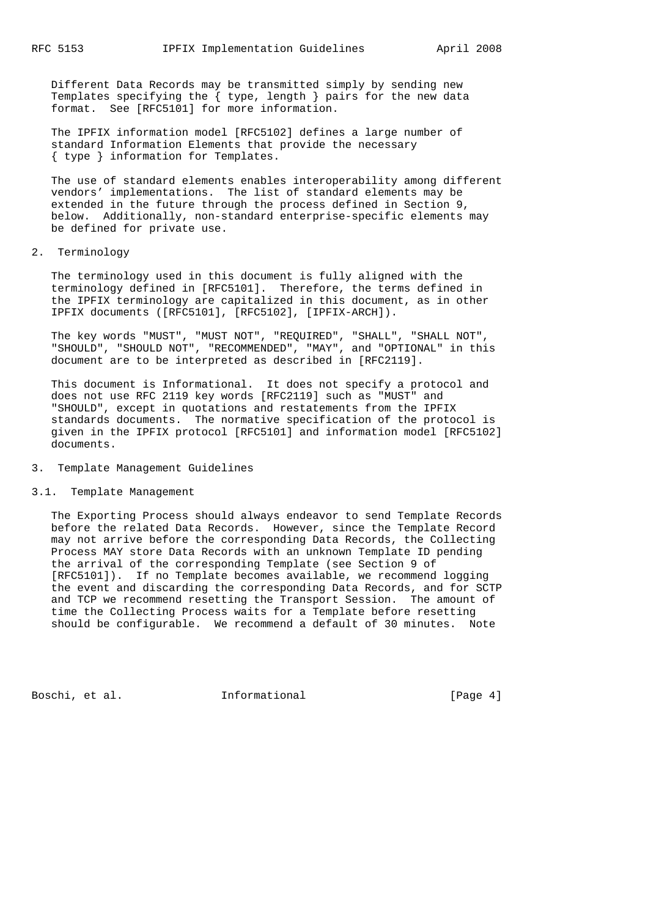Different Data Records may be transmitted simply by sending new Templates specifying the { type, length } pairs for the new data format. See [RFC5101] for more information.

The IPFIX information model [RFC5102] defines a large number of standard Information Elements that provide the necessary { type } information for Templates.

The use of standard elements enables interoperability among different vendors' implementations. The list of standard elements may be extended in the future through the process defined in Section 9, below. Additionally, non-standard enterprise-specific elements may be defined for private use.

## 2. Terminology

The terminology used in this document is fully aligned with the terminology defined in [RFC5101]. Therefore, the terms defined in the IPFIX terminology are capitalized in this document, as in other IPFIX documents ([RFC5101], [RFC5102], [IPFIX-ARCH]).

The key words "MUST", "MUST NOT", "REQUIRED", "SHALL", "SHALL NOT", "SHOULD", "SHOULD NOT", "RECOMMENDED", "MAY", and "OPTIONAL" in this document are to be interpreted as described in [RFC2119].

This document is Informational. It does not specify a protocol and does not use RFC 2119 key words [RFC2119] such as "MUST" and "SHOULD", except in quotations and restatements from the IPFIX standards documents. The normative specification of the protocol is given in the IPFIX protocol [RFC5101] and information model [RFC5102] documents.

## 3. Template Management Guidelines

### 3.1. Template Management

The Exporting Process should always endeavor to send Template Records before the related Data Records. However, since the Template Record may not arrive before the corresponding Data Records, the Collecting Process MAY store Data Records with an unknown Template ID pending the arrival of the corresponding Template (see Section 9 of [RFC5101]). If no Template becomes available, we recommend logging the event and discarding the corresponding Data Records, and for SCTP and TCP we recommend resetting the Transport Session. The amount of time the Collecting Process waits for a Template before resetting should be configurable. We recommend a default of 30 minutes. Note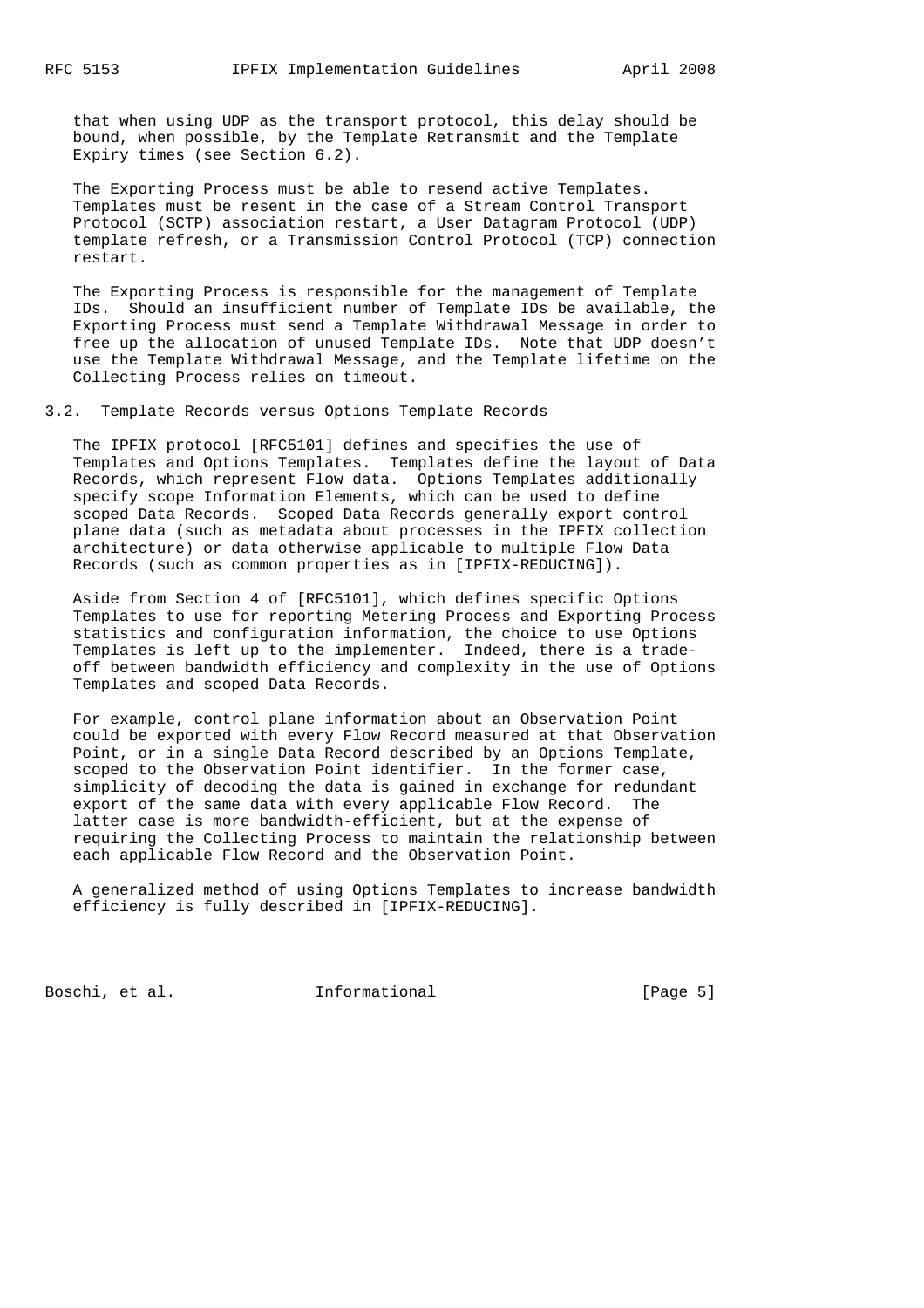that when using UDP as the transport protocol, this delay should be bound, when possible, by the Template Retransmit and the Template Expiry times (see Section 6.2).

The Exporting Process must be able to resend active Templates. Templates must be resent in the case of a Stream Control Transport Protocol (SCTP) association restart, a User Datagram Protocol (UDP) template refresh, or a Transmission Control Protocol (TCP) connection restart.

The Exporting Process is responsible for the management of Template IDs. Should an insufficient number of Template IDs be available, the Exporting Process must send a Template Withdrawal Message in order to free up the allocation of unused Template IDs. Note that UDP doesn't use the Template Withdrawal Message, and the Template lifetime on the Collecting Process relies on timeout.

### 3.2. Template Records versus Options Template Records

The IPFIX protocol [RFC5101] defines and specifies the use of Templates and Options Templates. Templates define the layout of Data Records, which represent Flow data. Options Templates additionally specify scope Information Elements, which can be used to define scoped Data Records. Scoped Data Records generally export control plane data (such as metadata about processes in the IPFIX collection architecture) or data otherwise applicable to multiple Flow Data Records (such as common properties as in [IPFIX-REDUCING]).

Aside from Section 4 of [RFC5101], which defines specific Options Templates to use for reporting Metering Process and Exporting Process statistics and configuration information, the choice to use Options Templates is left up to the implementer. Indeed, there is a trade-off between bandwidth efficiency and complexity in the use of Options Templates and scoped Data Records.

For example, control plane information about an Observation Point could be exported with every Flow Record measured at that Observation Point, or in a single Data Record described by an Options Template, scoped to the Observation Point identifier. In the former case, simplicity of decoding the data is gained in exchange for redundant export of the same data with every applicable Flow Record. The latter case is more bandwidth-efficient, but at the expense of requiring the Collecting Process to maintain the relationship between each applicable Flow Record and the Observation Point.

A generalized method of using Options Templates to increase bandwidth efficiency is fully described in [IPFIX-REDUCING].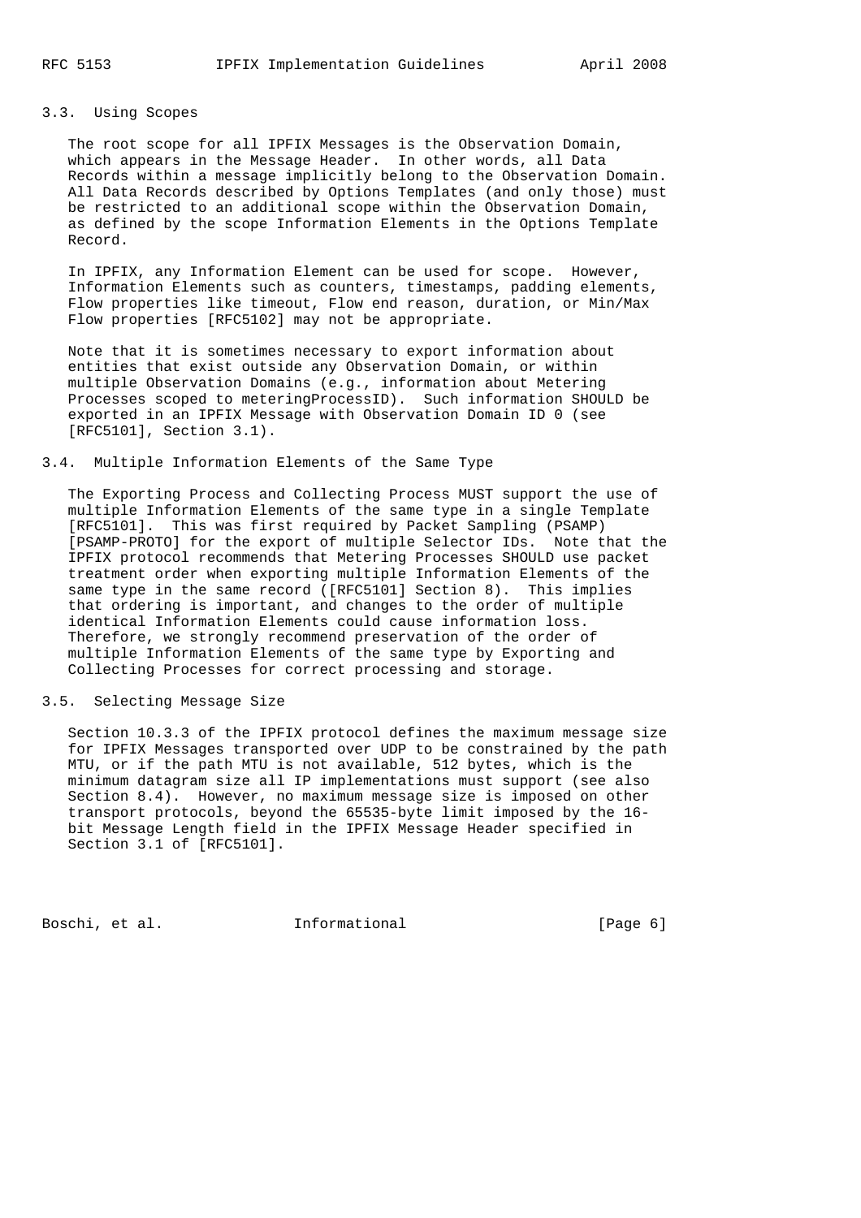### 3.3. Using Scopes

The root scope for all IPFIX Messages is the Observation Domain, which appears in the Message Header. In other words, all Data Records within a message implicitly belong to the Observation Domain. All Data Records described by Options Templates (and only those) must be restricted to an additional scope within the Observation Domain, as defined by the scope Information Elements in the Options Template Record.

In IPFIX, any Information Element can be used for scope. However, Information Elements such as counters, timestamps, padding elements, Flow properties like timeout, Flow end reason, duration, or Min/Max Flow properties [RFC5102] may not be appropriate.

Note that it is sometimes necessary to export information about entities that exist outside any Observation Domain, or within multiple Observation Domains (e.g., information about Metering Processes scoped to meteringProcessID). Such information SHOULD be exported in an IPFIX Message with Observation Domain ID 0 (see [RFC5101], Section 3.1).

### 3.4. Multiple Information Elements of the Same Type

The Exporting Process and Collecting Process MUST support the use of multiple Information Elements of the same type in a single Template [RFC5101]. This was first required by Packet Sampling (PSAMP) [PSAMP-PROTO] for the export of multiple Selector IDs. Note that the IPFIX protocol recommends that Metering Processes SHOULD use packet treatment order when exporting multiple Information Elements of the same type in the same record ([RFC5101] Section 8). This implies that ordering is important, and changes to the order of multiple identical Information Elements could cause information loss. Therefore, we strongly recommend preservation of the order of multiple Information Elements of the same type by Exporting and Collecting Processes for correct processing and storage.

### 3.5. Selecting Message Size

Section 10.3.3 of the IPFIX protocol defines the maximum message size for IPFIX Messages transported over UDP to be constrained by the path MTU, or if the path MTU is not available, 512 bytes, which is the minimum datagram size all IP implementations must support (see also Section 8.4). However, no maximum message size is imposed on other transport protocols, beyond the 65535-byte limit imposed by the 16-bit Message Length field in the IPFIX Message Header specified in Section 3.1 of [RFC5101].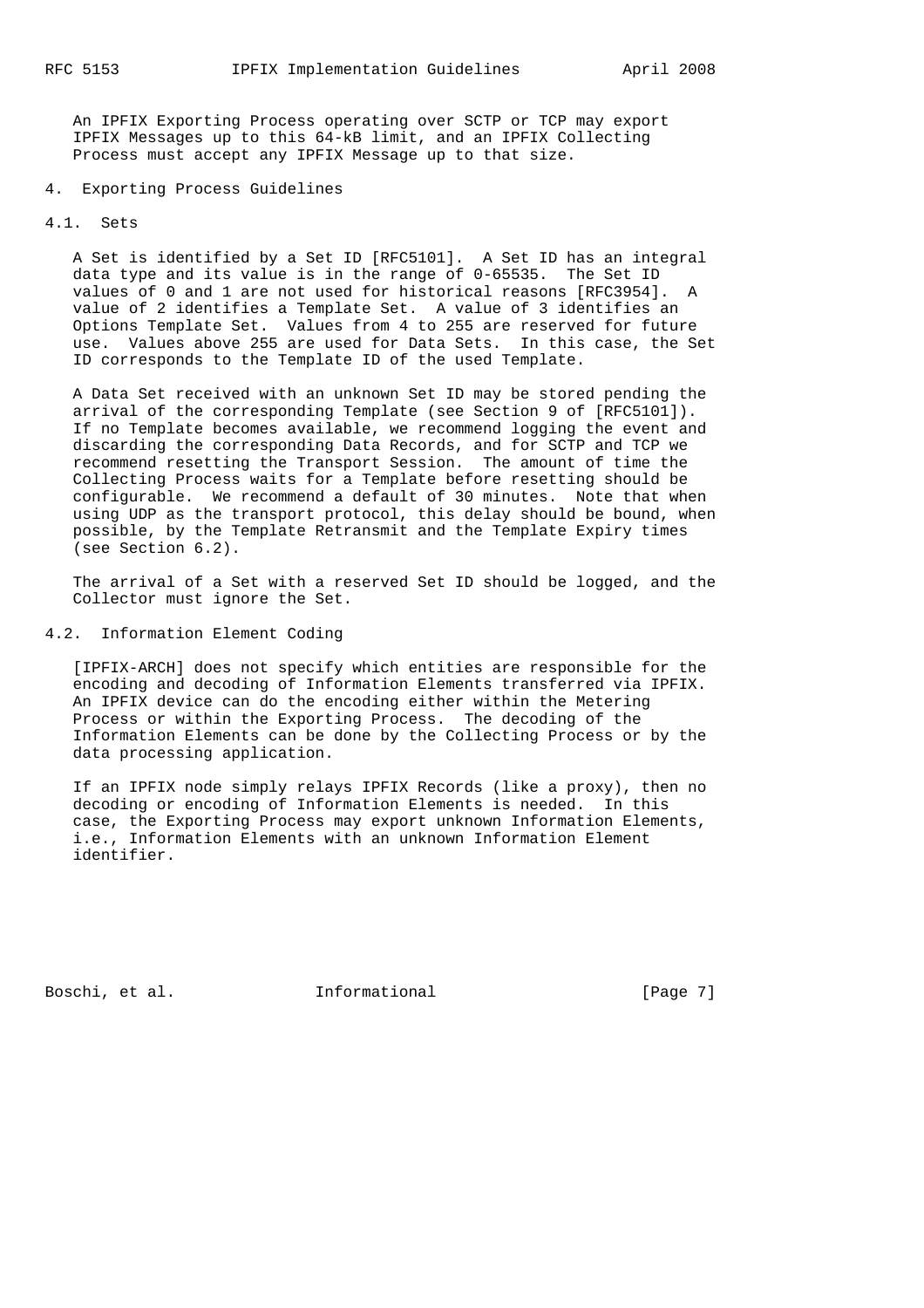An IPFIX Exporting Process operating over SCTP or TCP may export IPFIX Messages up to this 64-kB limit, and an IPFIX Collecting Process must accept any IPFIX Message up to that size.

## 4. Exporting Process Guidelines

### 4.1. Sets

A Set is identified by a Set ID [RFC5101]. A Set ID has an integral data type and its value is in the range of 0-65535. The Set ID values of 0 and 1 are not used for historical reasons [RFC3954]. A value of 2 identifies a Template Set. A value of 3 identifies an Options Template Set. Values from 4 to 255 are reserved for future use. Values above 255 are used for Data Sets. In this case, the Set ID corresponds to the Template ID of the used Template.

A Data Set received with an unknown Set ID may be stored pending the arrival of the corresponding Template (see Section 9 of [RFC5101]). If no Template becomes available, we recommend logging the event and discarding the corresponding Data Records, and for SCTP and TCP we recommend resetting the Transport Session. The amount of time the Collecting Process waits for a Template before resetting should be configurable. We recommend a default of 30 minutes. Note that when using UDP as the transport protocol, this delay should be bound, when possible, by the Template Retransmit and the Template Expiry times (see Section 6.2).

The arrival of a Set with a reserved Set ID should be logged, and the Collector must ignore the Set.

### 4.2. Information Element Coding

[IPFIX-ARCH] does not specify which entities are responsible for the encoding and decoding of Information Elements transferred via IPFIX. An IPFIX device can do the encoding either within the Metering Process or within the Exporting Process. The decoding of the Information Elements can be done by the Collecting Process or by the data processing application.

If an IPFIX node simply relays IPFIX Records (like a proxy), then no decoding or encoding of Information Elements is needed. In this case, the Exporting Process may export unknown Information Elements, i.e., Information Elements with an unknown Information Element identifier.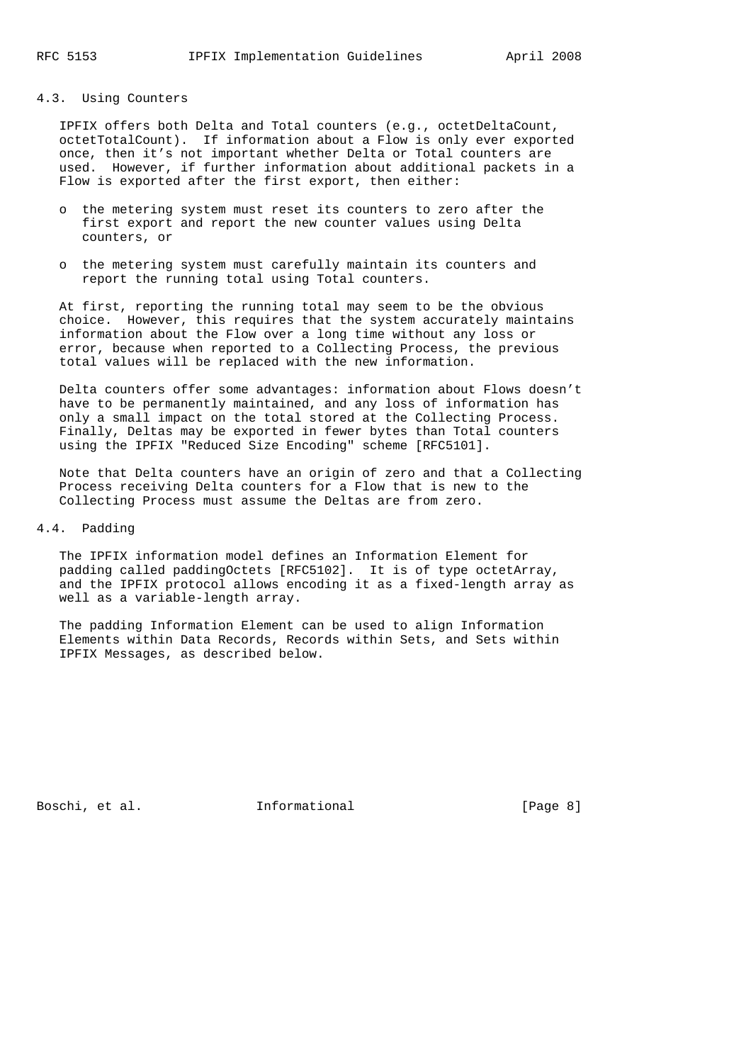### 4.3. Using Counters

IPFIX offers both Delta and Total counters (e.g., octetDeltaCount, octetTotalCount). If information about a Flow is only ever exported once, then it's not important whether Delta or Total counters are used. However, if further information about additional packets in a Flow is exported after the first export, then either:

- the metering system must reset its counters to zero after the first export and report the new counter values using Delta counters, or
- the metering system must carefully maintain its counters and report the running total using Total counters.

At first, reporting the running total may seem to be the obvious choice. However, this requires that the system accurately maintains information about the Flow over a long time without any loss or error, because when reported to a Collecting Process, the previous total values will be replaced with the new information.

Delta counters offer some advantages: information about Flows doesn't have to be permanently maintained, and any loss of information has only a small impact on the total stored at the Collecting Process. Finally, Deltas may be exported in fewer bytes than Total counters using the IPFIX "Reduced Size Encoding" scheme [RFC5101].

Note that Delta counters have an origin of zero and that a Collecting Process receiving Delta counters for a Flow that is new to the Collecting Process must assume the Deltas are from zero.

### 4.4. Padding

The IPFIX information model defines an Information Element for padding called paddingOctets [RFC5102]. It is of type octetArray, and the IPFIX protocol allows encoding it as a fixed-length array as well as a variable-length array.

The padding Information Element can be used to align Information Elements within Data Records, Records within Sets, and Sets within IPFIX Messages, as described below.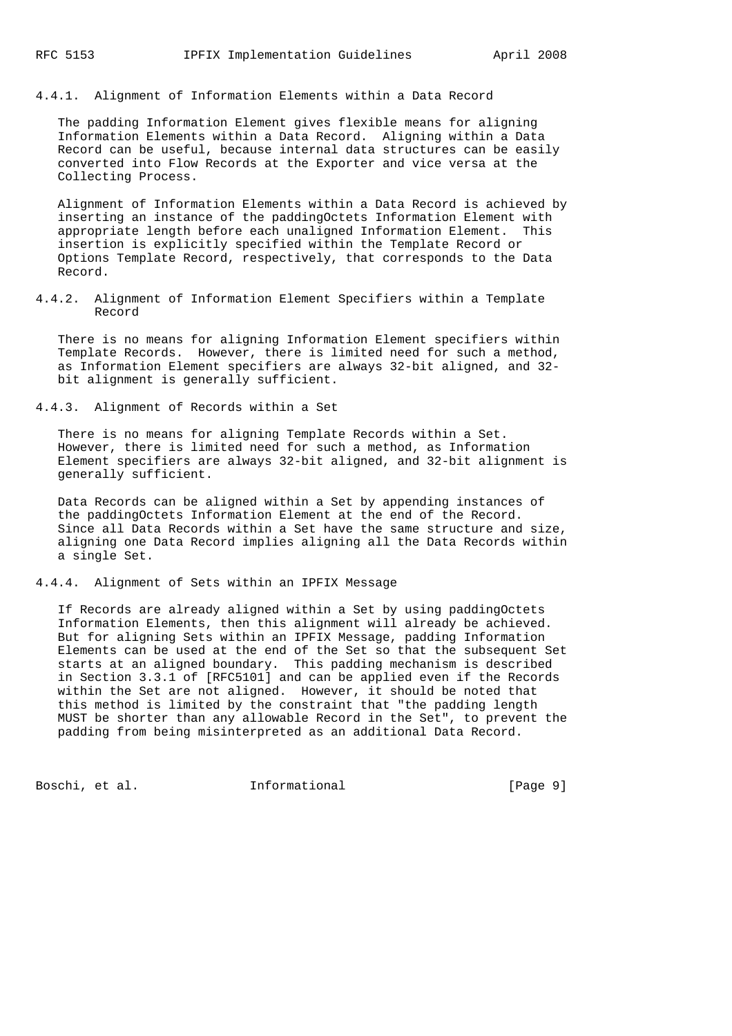#### 4.4.1. Alignment of Information Elements within a Data Record

The padding Information Element gives flexible means for aligning Information Elements within a Data Record. Aligning within a Data Record can be useful, because internal data structures can be easily converted into Flow Records at the Exporter and vice versa at the Collecting Process.

Alignment of Information Elements within a Data Record is achieved by inserting an instance of the paddingOctets Information Element with appropriate length before each unaligned Information Element. This insertion is explicitly specified within the Template Record or Options Template Record, respectively, that corresponds to the Data Record.

#### 4.4.2. Alignment of Information Element Specifiers within a Template Record

There is no means for aligning Information Element specifiers within Template Records. However, there is limited need for such a method, as Information Element specifiers are always 32-bit aligned, and 32-bit alignment is generally sufficient.

#### 4.4.3. Alignment of Records within a Set

There is no means for aligning Template Records within a Set. However, there is limited need for such a method, as Information Element specifiers are always 32-bit aligned, and 32-bit alignment is generally sufficient.

Data Records can be aligned within a Set by appending instances of the paddingOctets Information Element at the end of the Record. Since all Data Records within a Set have the same structure and size, aligning one Data Record implies aligning all the Data Records within a single Set.

#### 4.4.4. Alignment of Sets within an IPFIX Message

If Records are already aligned within a Set by using paddingOctets Information Elements, then this alignment will already be achieved. But for aligning Sets within an IPFIX Message, padding Information Elements can be used at the end of the Set so that the subsequent Set starts at an aligned boundary. This padding mechanism is described in Section 3.3.1 of [RFC5101] and can be applied even if the Records within the Set are not aligned. However, it should be noted that this method is limited by the constraint that "the padding length MUST be shorter than any allowable Record in the Set", to prevent the padding from being misinterpreted as an additional Data Record.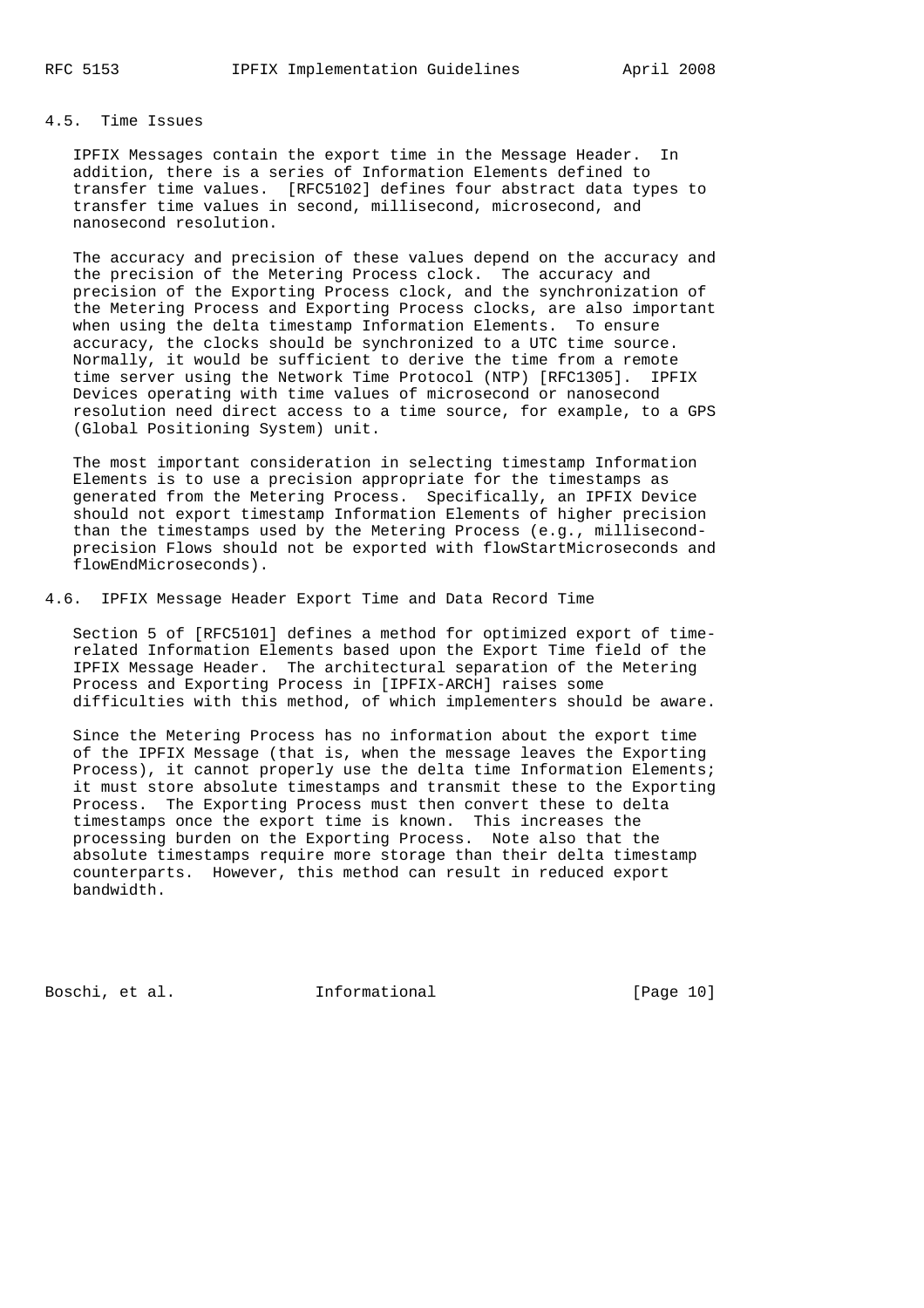## 4.5. Time Issues

IPFIX Messages contain the export time in the Message Header. In addition, there is a series of Information Elements defined to transfer time values. [RFC5102] defines four abstract data types to transfer time values in second, millisecond, microsecond, and nanosecond resolution.

The accuracy and precision of these values depend on the accuracy and the precision of the Metering Process clock. The accuracy and precision of the Exporting Process clock, and the synchronization of the Metering Process and Exporting Process clocks, are also important when using the delta timestamp Information Elements. To ensure accuracy, the clocks should be synchronized to a UTC time source. Normally, it would be sufficient to derive the time from a remote time server using the Network Time Protocol (NTP) [RFC1305]. IPFIX Devices operating with time values of microsecond or nanosecond resolution need direct access to a time source, for example, to a GPS (Global Positioning System) unit.

The most important consideration in selecting timestamp Information Elements is to use a precision appropriate for the timestamps as generated from the Metering Process. Specifically, an IPFIX Device should not export timestamp Information Elements of higher precision than the timestamps used by the Metering Process (e.g., millisecond-precision Flows should not be exported with flowStartMicroseconds and flowEndMicroseconds).

## 4.6. IPFIX Message Header Export Time and Data Record Time

Section 5 of [RFC5101] defines a method for optimized export of time-related Information Elements based upon the Export Time field of the IPFIX Message Header. The architectural separation of the Metering Process and Exporting Process in [IPFIX-ARCH] raises some difficulties with this method, of which implementers should be aware.

Since the Metering Process has no information about the export time of the IPFIX Message (that is, when the message leaves the Exporting Process), it cannot properly use the delta time Information Elements; it must store absolute timestamps and transmit these to the Exporting Process. The Exporting Process must then convert these to delta timestamps once the export time is known. This increases the processing burden on the Exporting Process. Note also that the absolute timestamps require more storage than their delta timestamp counterparts. However, this method can result in reduced export bandwidth.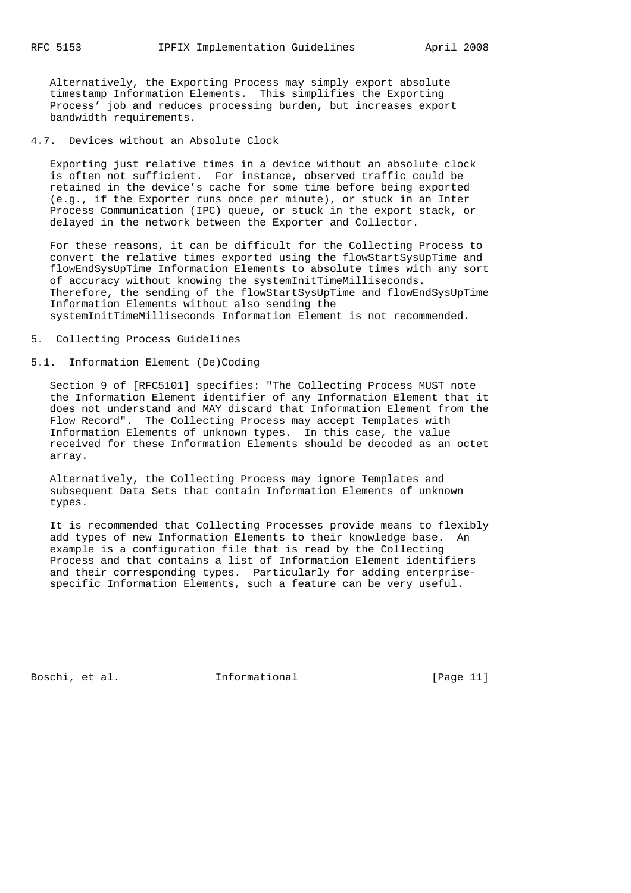Alternatively, the Exporting Process may simply export absolute timestamp Information Elements. This simplifies the Exporting Process' job and reduces processing burden, but increases export bandwidth requirements.

### 4.7. Devices without an Absolute Clock

Exporting just relative times in a device without an absolute clock is often not sufficient. For instance, observed traffic could be retained in the device's cache for some time before being exported (e.g., if the Exporter runs once per minute), or stuck in an Inter Process Communication (IPC) queue, or stuck in the export stack, or delayed in the network between the Exporter and Collector.

For these reasons, it can be difficult for the Collecting Process to convert the relative times exported using the flowStartSysUpTime and flowEndSysUpTime Information Elements to absolute times with any sort of accuracy without knowing the systemInitTimeMilliseconds. Therefore, the sending of the flowStartSysUpTime and flowEndSysUpTime Information Elements without also sending the systemInitTimeMilliseconds Information Element is not recommended.

## 5. Collecting Process Guidelines

### 5.1. Information Element (De)Coding

Section 9 of [RFC5101] specifies: "The Collecting Process MUST note the Information Element identifier of any Information Element that it does not understand and MAY discard that Information Element from the Flow Record". The Collecting Process may accept Templates with Information Elements of unknown types. In this case, the value received for these Information Elements should be decoded as an octet array.

Alternatively, the Collecting Process may ignore Templates and subsequent Data Sets that contain Information Elements of unknown types.

It is recommended that Collecting Processes provide means to flexibly add types of new Information Elements to their knowledge base. An example is a configuration file that is read by the Collecting Process and that contains a list of Information Element identifiers and their corresponding types. Particularly for adding enterprise-specific Information Elements, such a feature can be very useful.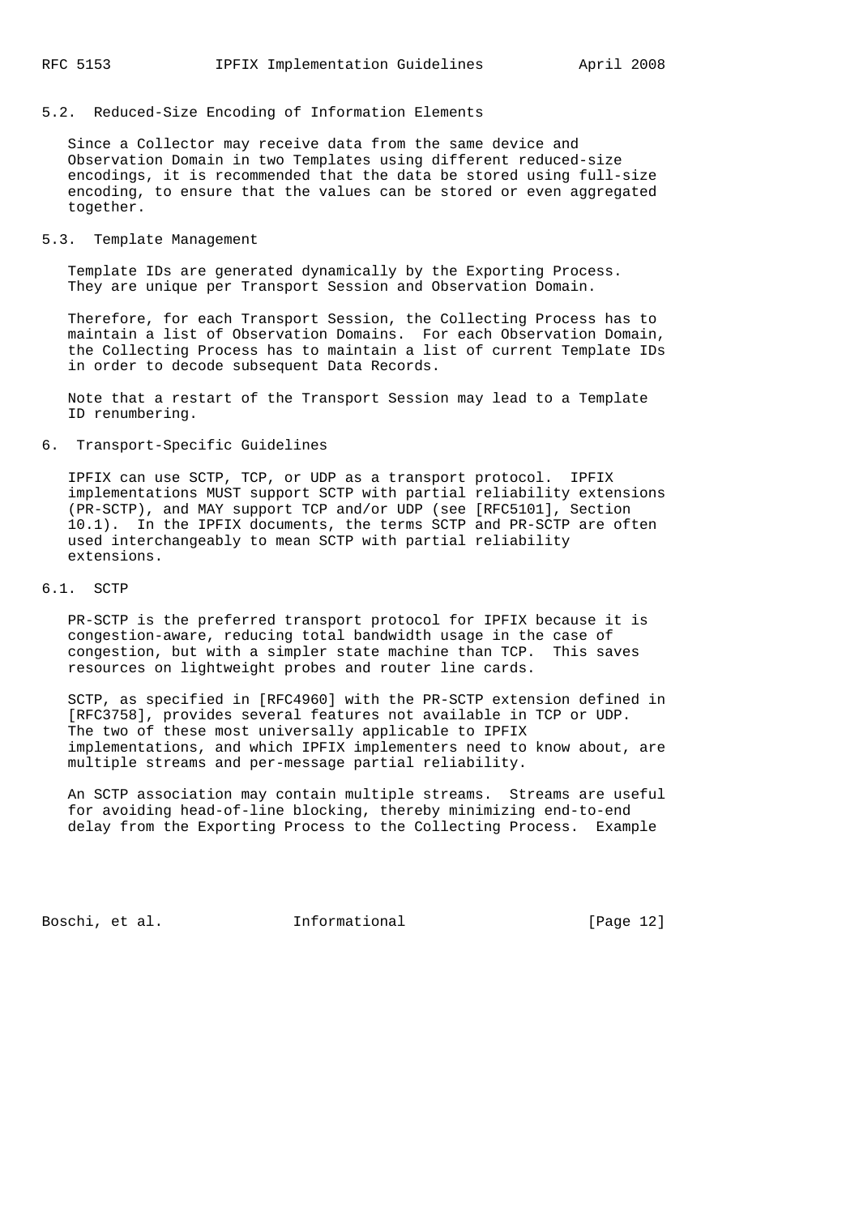### 5.2. Reduced-Size Encoding of Information Elements

Since a Collector may receive data from the same device and Observation Domain in two Templates using different reduced-size encodings, it is recommended that the data be stored using full-size encoding, to ensure that the values can be stored or even aggregated together.

### 5.3. Template Management

Template IDs are generated dynamically by the Exporting Process. They are unique per Transport Session and Observation Domain.

Therefore, for each Transport Session, the Collecting Process has to maintain a list of Observation Domains. For each Observation Domain, the Collecting Process has to maintain a list of current Template IDs in order to decode subsequent Data Records.

Note that a restart of the Transport Session may lead to a Template ID renumbering.

## 6. Transport-Specific Guidelines

IPFIX can use SCTP, TCP, or UDP as a transport protocol. IPFIX implementations MUST support SCTP with partial reliability extensions (PR-SCTP), and MAY support TCP and/or UDP (see [RFC5101], Section 10.1). In the IPFIX documents, the terms SCTP and PR-SCTP are often used interchangeably to mean SCTP with partial reliability extensions.

### 6.1. SCTP

PR-SCTP is the preferred transport protocol for IPFIX because it is congestion-aware, reducing total bandwidth usage in the case of congestion, but with a simpler state machine than TCP. This saves resources on lightweight probes and router line cards.

SCTP, as specified in [RFC4960] with the PR-SCTP extension defined in [RFC3758], provides several features not available in TCP or UDP. The two of these most universally applicable to IPFIX implementations, and which IPFIX implementers need to know about, are multiple streams and per-message partial reliability.

An SCTP association may contain multiple streams. Streams are useful for avoiding head-of-line blocking, thereby minimizing end-to-end delay from the Exporting Process to the Collecting Process. Example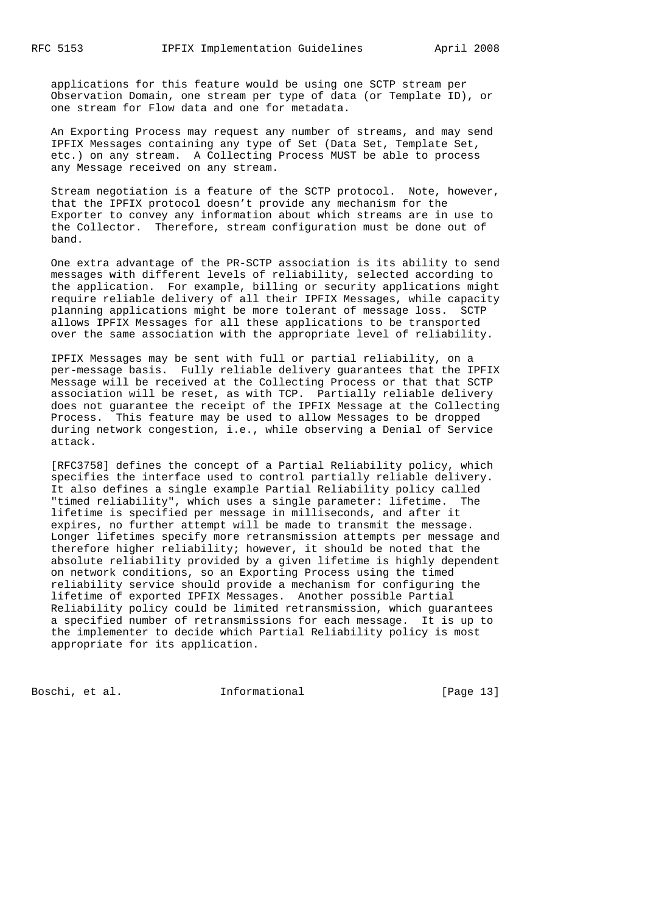applications for this feature would be using one SCTP stream per Observation Domain, one stream per type of data (or Template ID), or one stream for Flow data and one for metadata.

An Exporting Process may request any number of streams, and may send IPFIX Messages containing any type of Set (Data Set, Template Set, etc.) on any stream. A Collecting Process MUST be able to process any Message received on any stream.

Stream negotiation is a feature of the SCTP protocol. Note, however, that the IPFIX protocol doesn't provide any mechanism for the Exporter to convey any information about which streams are in use to the Collector. Therefore, stream configuration must be done out of band.

One extra advantage of the PR-SCTP association is its ability to send messages with different levels of reliability, selected according to the application. For example, billing or security applications might require reliable delivery of all their IPFIX Messages, while capacity planning applications might be more tolerant of message loss. SCTP allows IPFIX Messages for all these applications to be transported over the same association with the appropriate level of reliability.

IPFIX Messages may be sent with full or partial reliability, on a per-message basis. Fully reliable delivery guarantees that the IPFIX Message will be received at the Collecting Process or that that SCTP association will be reset, as with TCP. Partially reliable delivery does not guarantee the receipt of the IPFIX Message at the Collecting Process. This feature may be used to allow Messages to be dropped during network congestion, i.e., while observing a Denial of Service attack.

[RFC3758] defines the concept of a Partial Reliability policy, which specifies the interface used to control partially reliable delivery. It also defines a single example Partial Reliability policy called "timed reliability", which uses a single parameter: lifetime. The lifetime is specified per message in milliseconds, and after it expires, no further attempt will be made to transmit the message. Longer lifetimes specify more retransmission attempts per message and therefore higher reliability; however, it should be noted that the absolute reliability provided by a given lifetime is highly dependent on network conditions, so an Exporting Process using the timed reliability service should provide a mechanism for configuring the lifetime of exported IPFIX Messages. Another possible Partial Reliability policy could be limited retransmission, which guarantees a specified number of retransmissions for each message. It is up to the implementer to decide which Partial Reliability policy is most appropriate for its application.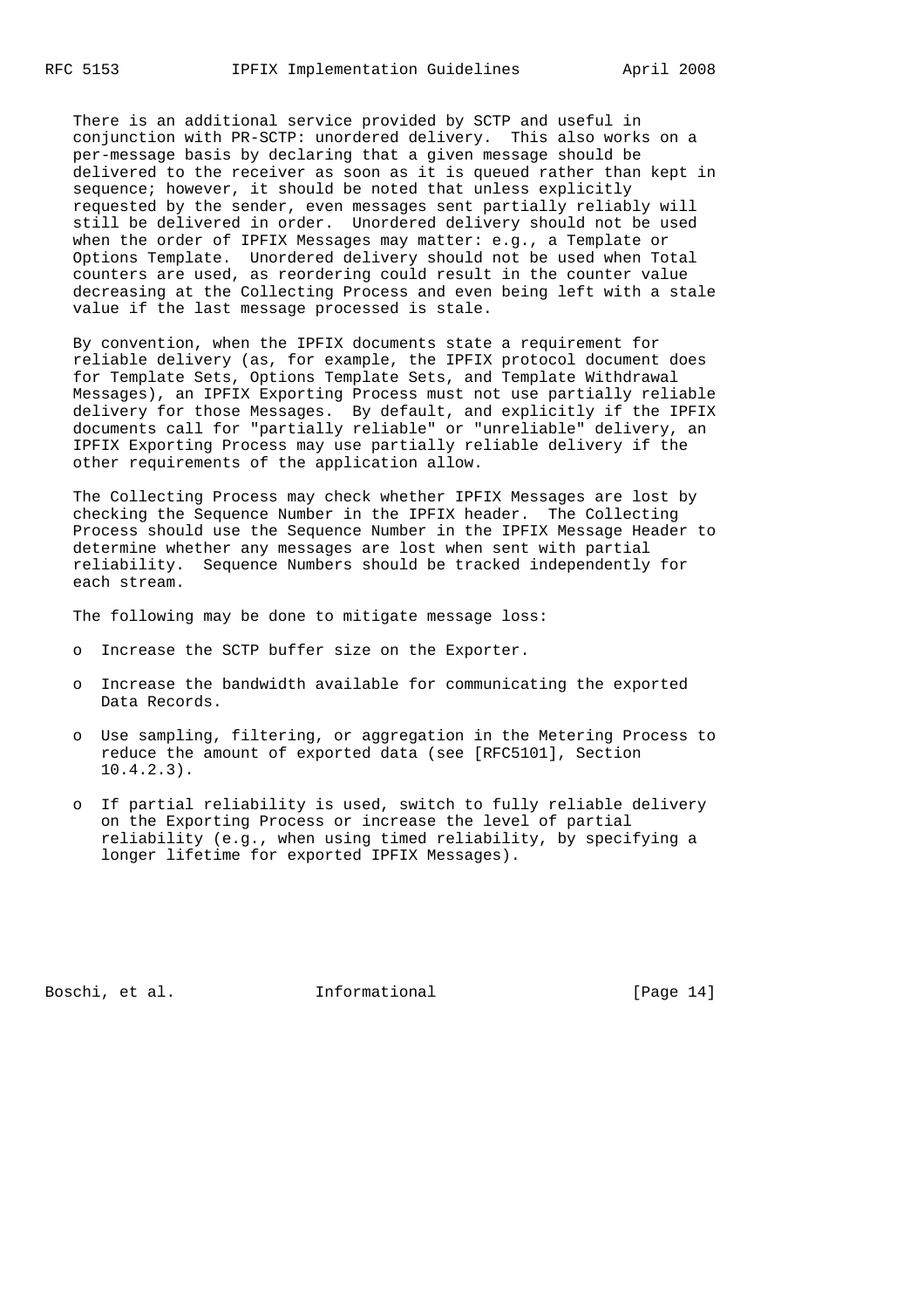There is an additional service provided by SCTP and useful in conjunction with PR-SCTP: unordered delivery. This also works on a per-message basis by declaring that a given message should be delivered to the receiver as soon as it is queued rather than kept in sequence; however, it should be noted that unless explicitly requested by the sender, even messages sent partially reliably will still be delivered in order. Unordered delivery should not be used when the order of IPFIX Messages may matter: e.g., a Template or Options Template. Unordered delivery should not be used when Total counters are used, as reordering could result in the counter value decreasing at the Collecting Process and even being left with a stale value if the last message processed is stale.

By convention, when the IPFIX documents state a requirement for reliable delivery (as, for example, the IPFIX protocol document does for Template Sets, Options Template Sets, and Template Withdrawal Messages), an IPFIX Exporting Process must not use partially reliable delivery for those Messages. By default, and explicitly if the IPFIX documents call for "partially reliable" or "unreliable" delivery, an IPFIX Exporting Process may use partially reliable delivery if the other requirements of the application allow.

The Collecting Process may check whether IPFIX Messages are lost by checking the Sequence Number in the IPFIX header. The Collecting Process should use the Sequence Number in the IPFIX Message Header to determine whether any messages are lost when sent with partial reliability. Sequence Numbers should be tracked independently for each stream.

The following may be done to mitigate message loss:

- Increase the SCTP buffer size on the Exporter.
- Increase the bandwidth available for communicating the exported Data Records.
- Use sampling, filtering, or aggregation in the Metering Process to reduce the amount of exported data (see [RFC5101], Section 10.4.2.3).
- If partial reliability is used, switch to fully reliable delivery on the Exporting Process or increase the level of partial reliability (e.g., when using timed reliability, by specifying a longer lifetime for exported IPFIX Messages).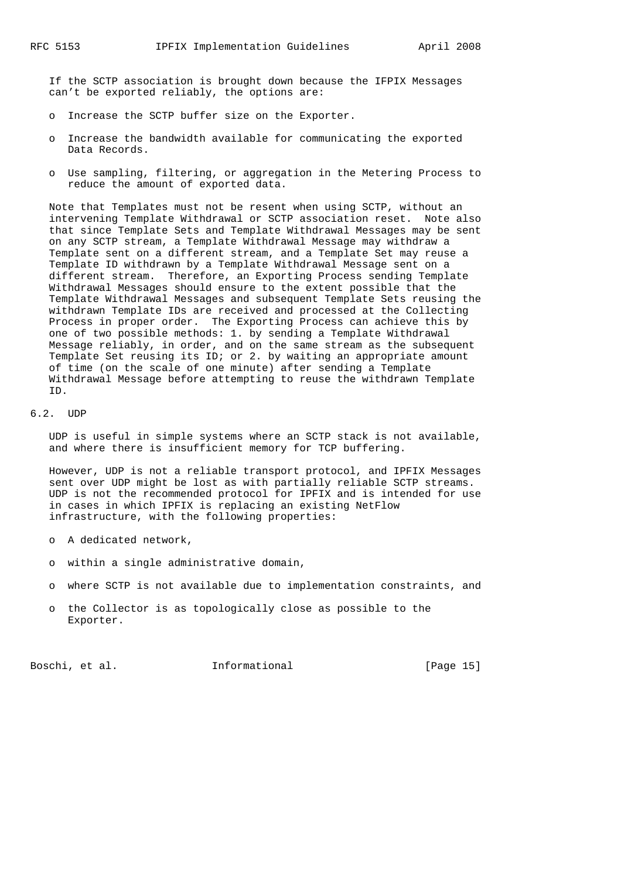If the SCTP association is brought down because the IFPIX Messages can't be exported reliably, the options are:

- Increase the SCTP buffer size on the Exporter.
- Increase the bandwidth available for communicating the exported Data Records.
- Use sampling, filtering, or aggregation in the Metering Process to reduce the amount of exported data.

Note that Templates must not be resent when using SCTP, without an intervening Template Withdrawal or SCTP association reset. Note also that since Template Sets and Template Withdrawal Messages may be sent on any SCTP stream, a Template Withdrawal Message may withdraw a Template sent on a different stream, and a Template Set may reuse a Template ID withdrawn by a Template Withdrawal Message sent on a different stream. Therefore, an Exporting Process sending Template Withdrawal Messages should ensure to the extent possible that the Template Withdrawal Messages and subsequent Template Sets reusing the withdrawn Template IDs are received and processed at the Collecting Process in proper order. The Exporting Process can achieve this by one of two possible methods: 1. by sending a Template Withdrawal Message reliably, in order, and on the same stream as the subsequent Template Set reusing its ID; or 2. by waiting an appropriate amount of time (on the scale of one minute) after sending a Template Withdrawal Message before attempting to reuse the withdrawn Template ID.

## 6.2. UDP

UDP is useful in simple systems where an SCTP stack is not available, and where there is insufficient memory for TCP buffering.

However, UDP is not a reliable transport protocol, and IPFIX Messages sent over UDP might be lost as with partially reliable SCTP streams. UDP is not the recommended protocol for IPFIX and is intended for use in cases in which IPFIX is replacing an existing NetFlow infrastructure, with the following properties:

- A dedicated network,
- within a single administrative domain,
- where SCTP is not available due to implementation constraints, and
- the Collector is as topologically close as possible to the Exporter.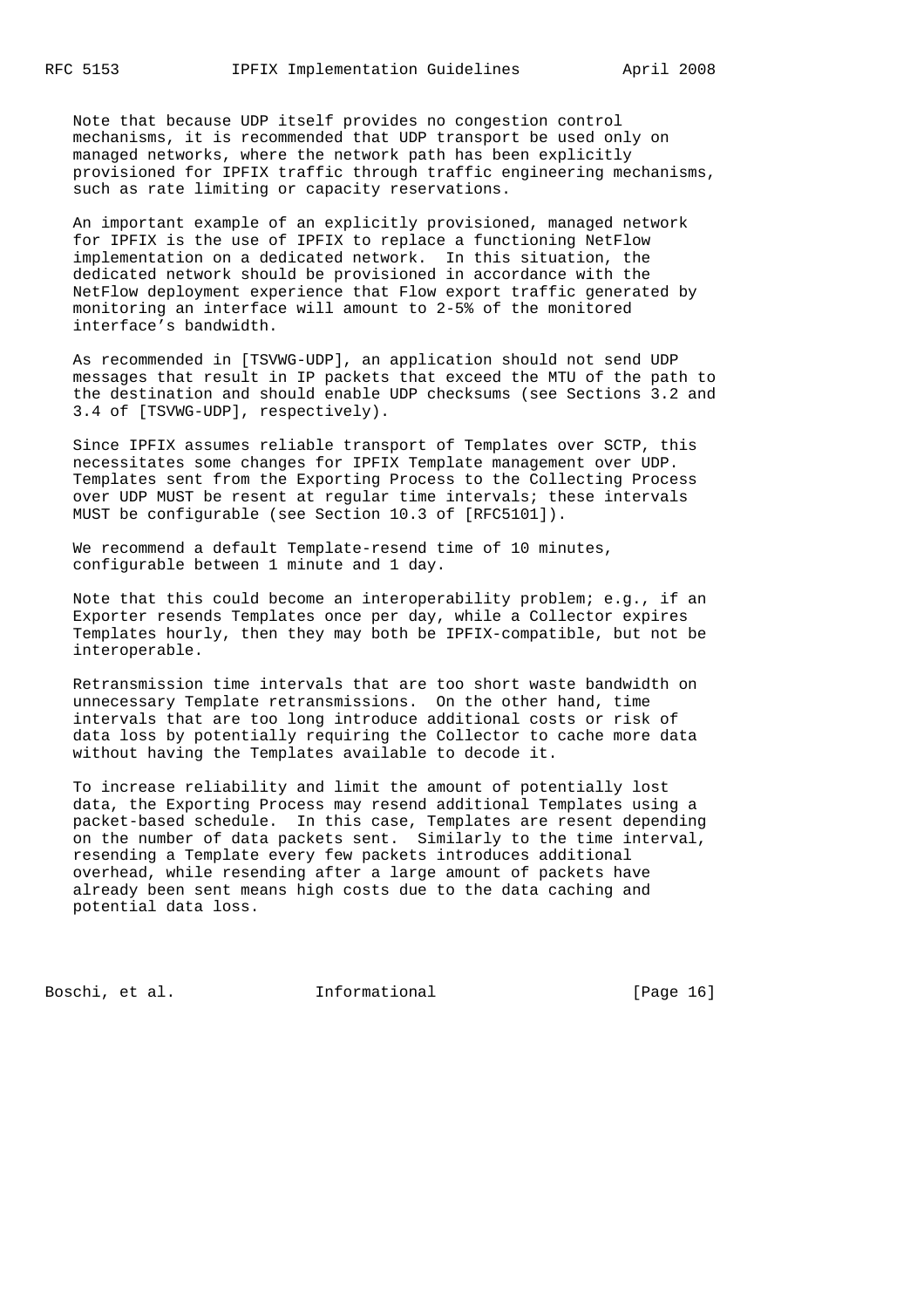Note that because UDP itself provides no congestion control mechanisms, it is recommended that UDP transport be used only on managed networks, where the network path has been explicitly provisioned for IPFIX traffic through traffic engineering mechanisms, such as rate limiting or capacity reservations.

An important example of an explicitly provisioned, managed network for IPFIX is the use of IPFIX to replace a functioning NetFlow implementation on a dedicated network. In this situation, the dedicated network should be provisioned in accordance with the NetFlow deployment experience that Flow export traffic generated by monitoring an interface will amount to 2-5% of the monitored interface's bandwidth.

As recommended in [TSVWG-UDP], an application should not send UDP messages that result in IP packets that exceed the MTU of the path to the destination and should enable UDP checksums (see Sections 3.2 and 3.4 of [TSVWG-UDP], respectively).

Since IPFIX assumes reliable transport of Templates over SCTP, this necessitates some changes for IPFIX Template management over UDP. Templates sent from the Exporting Process to the Collecting Process over UDP MUST be resent at regular time intervals; these intervals MUST be configurable (see Section 10.3 of [RFC5101]).

We recommend a default Template-resend time of 10 minutes, configurable between 1 minute and 1 day.

Note that this could become an interoperability problem; e.g., if an Exporter resends Templates once per day, while a Collector expires Templates hourly, then they may both be IPFIX-compatible, but not be interoperable.

Retransmission time intervals that are too short waste bandwidth on unnecessary Template retransmissions. On the other hand, time intervals that are too long introduce additional costs or risk of data loss by potentially requiring the Collector to cache more data without having the Templates available to decode it.

To increase reliability and limit the amount of potentially lost data, the Exporting Process may resend additional Templates using a packet-based schedule. In this case, Templates are resent depending on the number of data packets sent. Similarly to the time interval, resending a Template every few packets introduces additional overhead, while resending after a large amount of packets have already been sent means high costs due to the data caching and potential data loss.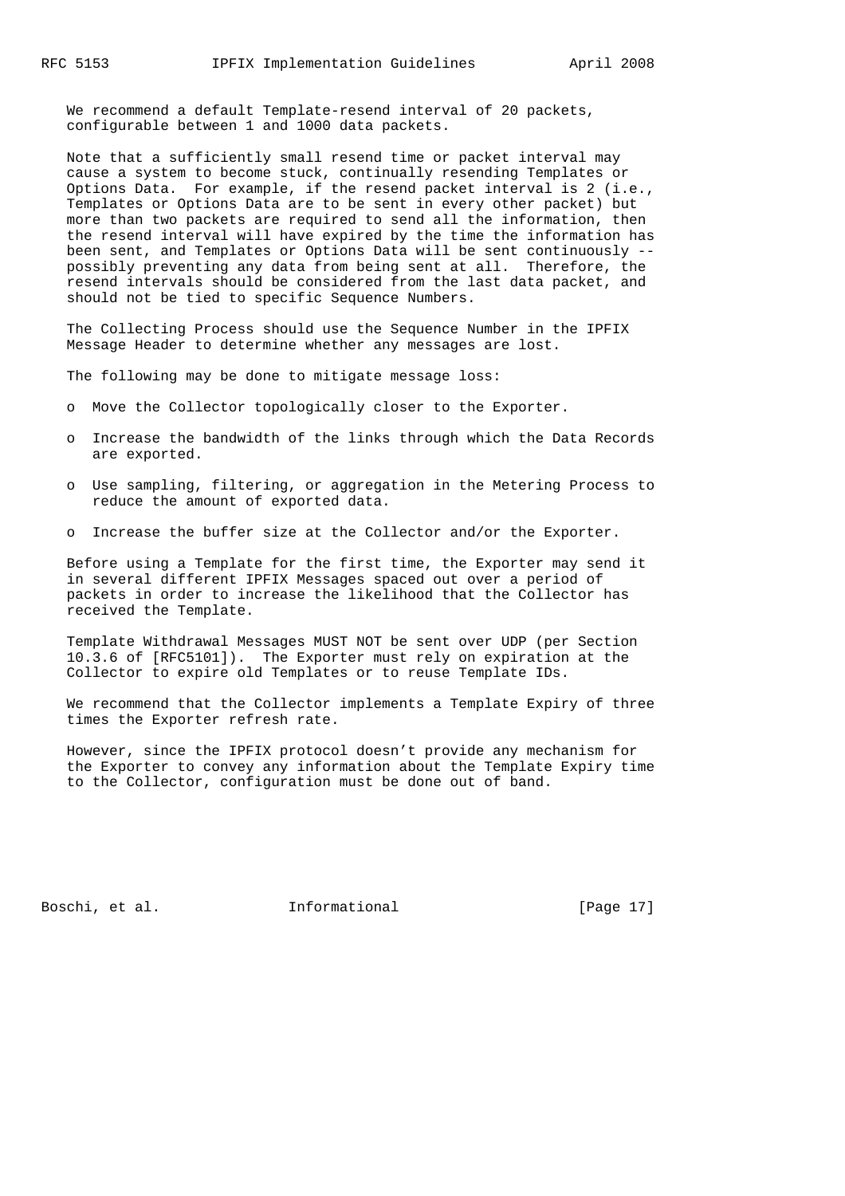We recommend a default Template-resend interval of 20 packets, configurable between 1 and 1000 data packets.

Note that a sufficiently small resend time or packet interval may cause a system to become stuck, continually resending Templates or Options Data. For example, if the resend packet interval is 2 (i.e., Templates or Options Data are to be sent in every other packet) but more than two packets are required to send all the information, then the resend interval will have expired by the time the information has been sent, and Templates or Options Data will be sent continuously -- possibly preventing any data from being sent at all. Therefore, the resend intervals should be considered from the last data packet, and should not be tied to specific Sequence Numbers.

The Collecting Process should use the Sequence Number in the IPFIX Message Header to determine whether any messages are lost.

The following may be done to mitigate message loss:

- Move the Collector topologically closer to the Exporter.
- Increase the bandwidth of the links through which the Data Records are exported.
- Use sampling, filtering, or aggregation in the Metering Process to reduce the amount of exported data.
- Increase the buffer size at the Collector and/or the Exporter.

Before using a Template for the first time, the Exporter may send it in several different IPFIX Messages spaced out over a period of packets in order to increase the likelihood that the Collector has received the Template.

Template Withdrawal Messages MUST NOT be sent over UDP (per Section 10.3.6 of [RFC5101]). The Exporter must rely on expiration at the Collector to expire old Templates or to reuse Template IDs.

We recommend that the Collector implements a Template Expiry of three times the Exporter refresh rate.

However, since the IPFIX protocol doesn't provide any mechanism for the Exporter to convey any information about the Template Expiry time to the Collector, configuration must be done out of band.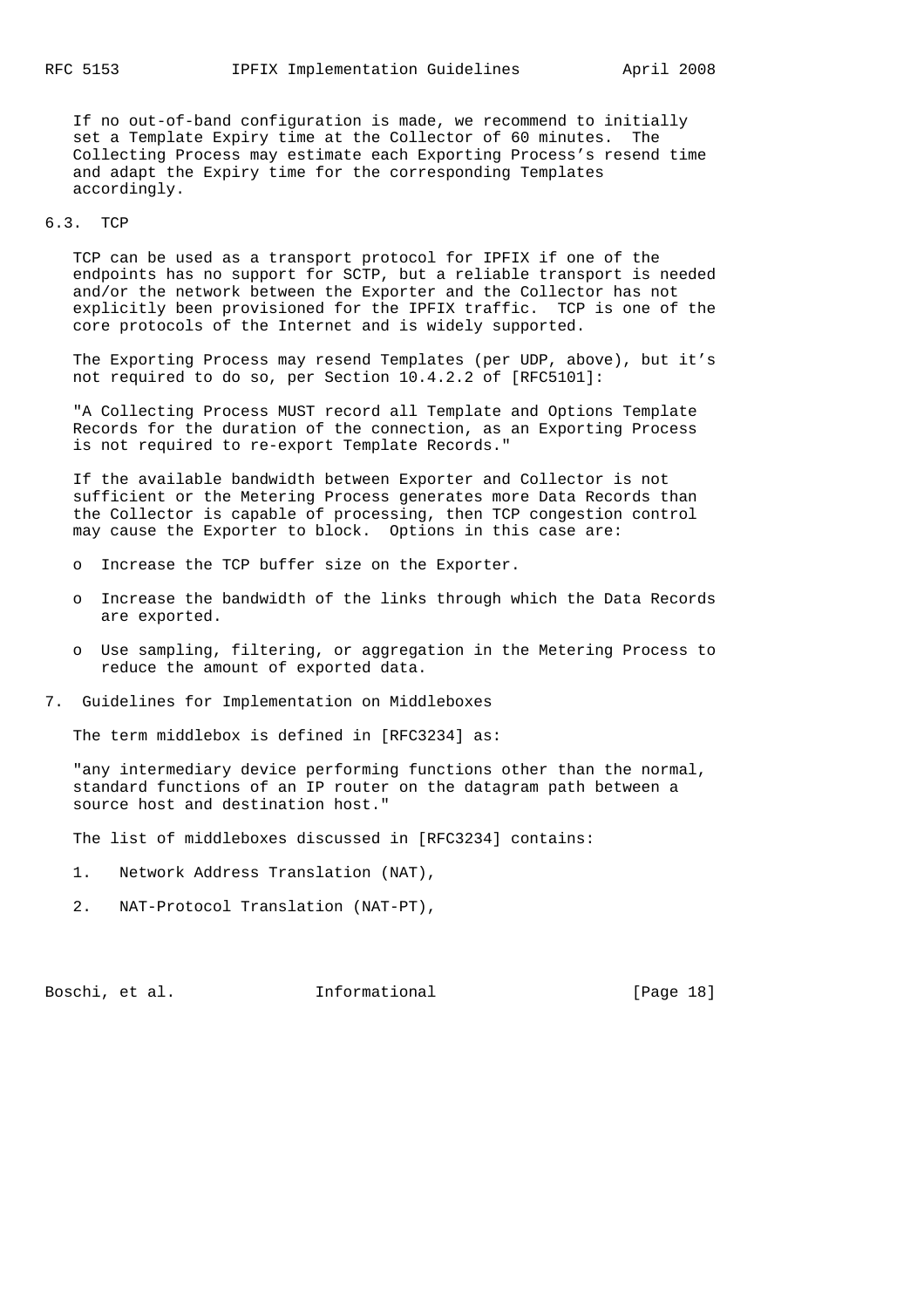If no out-of-band configuration is made, we recommend to initially set a Template Expiry time at the Collector of 60 minutes. The Collecting Process may estimate each Exporting Process's resend time and adapt the Expiry time for the corresponding Templates accordingly.

### 6.3. TCP

TCP can be used as a transport protocol for IPFIX if one of the endpoints has no support for SCTP, but a reliable transport is needed and/or the network between the Exporter and the Collector has not explicitly been provisioned for the IPFIX traffic. TCP is one of the core protocols of the Internet and is widely supported.

The Exporting Process may resend Templates (per UDP, above), but it's not required to do so, per Section 10.4.2.2 of [RFC5101]:

"A Collecting Process MUST record all Template and Options Template Records for the duration of the connection, as an Exporting Process is not required to re-export Template Records."

If the available bandwidth between Exporter and Collector is not sufficient or the Metering Process generates more Data Records than the Collector is capable of processing, then TCP congestion control may cause the Exporter to block. Options in this case are:

- Increase the TCP buffer size on the Exporter.
- Increase the bandwidth of the links through which the Data Records are exported.
- Use sampling, filtering, or aggregation in the Metering Process to reduce the amount of exported data.

## 7. Guidelines for Implementation on Middleboxes

The term middlebox is defined in [RFC3234] as:

"any intermediary device performing functions other than the normal, standard functions of an IP router on the datagram path between a source host and destination host."

The list of middleboxes discussed in [RFC3234] contains:

1. Network Address Translation (NAT),
2. NAT-Protocol Translation (NAT-PT),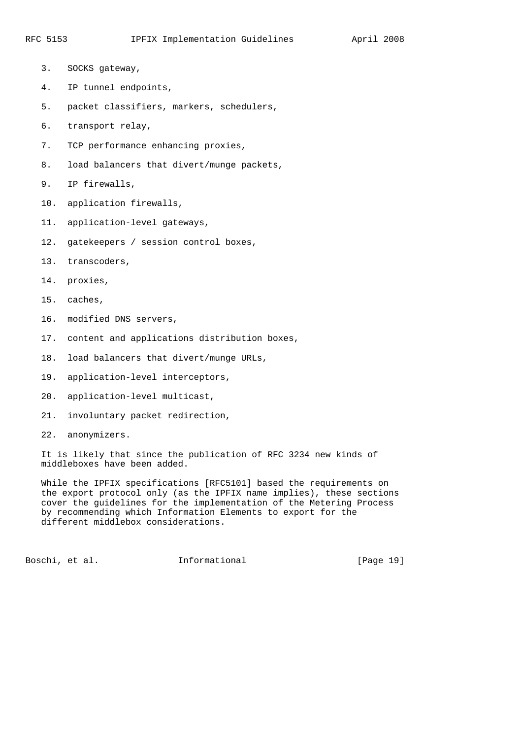3. SOCKS gateway,
4. IP tunnel endpoints,
5. packet classifiers, markers, schedulers,
6. transport relay,
7. TCP performance enhancing proxies,
8. load balancers that divert/munge packets,
9. IP firewalls,
10. application firewalls,
11. application-level gateways,
12. gatekeepers / session control boxes,
13. transcoders,
14. proxies,
15. caches,
16. modified DNS servers,
17. content and applications distribution boxes,
18. load balancers that divert/munge URLs,
19. application-level interceptors,
20. application-level multicast,
21. involuntary packet redirection,
22. anonymizers.

It is likely that since the publication of RFC 3234 new kinds of middleboxes have been added.

While the IPFIX specifications [RFC5101] based the requirements on the export protocol only (as the IPFIX name implies), these sections cover the guidelines for the implementation of the Metering Process by recommending which Information Elements to export for the different middlebox considerations.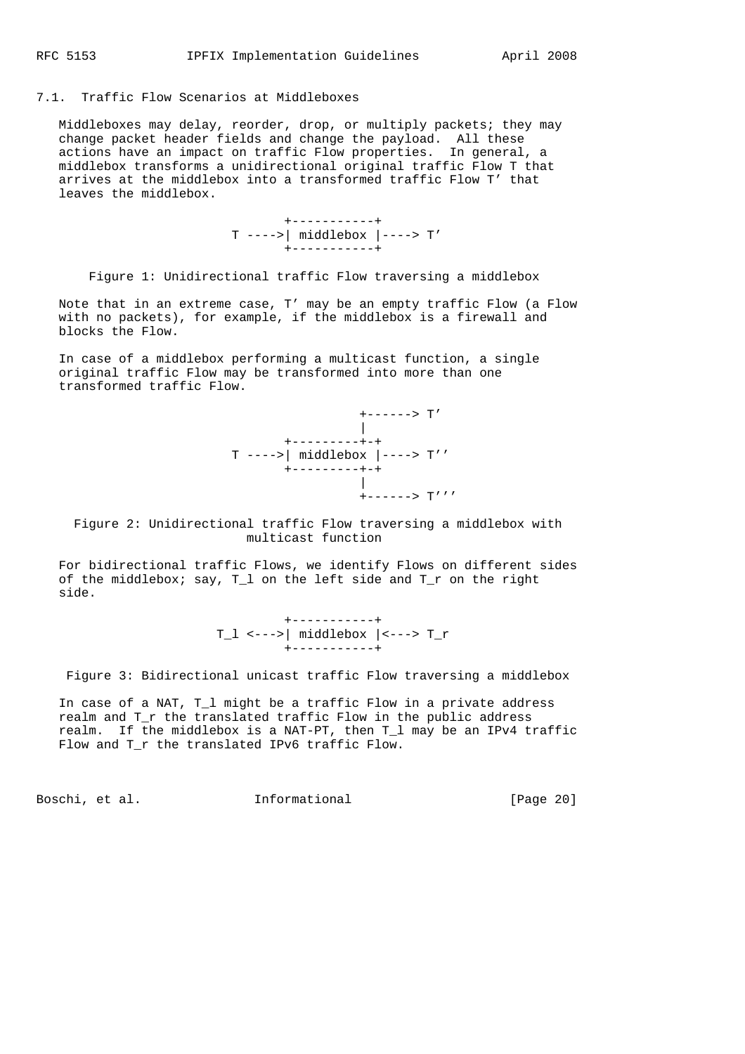## 7.1. Traffic Flow Scenarios at Middleboxes

Middleboxes may delay, reorder, drop, or multiply packets; they may change packet header fields and change the payload. All these actions have an impact on traffic Flow properties. In general, a middlebox transforms a unidirectional original traffic Flow T that arrives at the middlebox into a transformed traffic Flow T' that leaves the middlebox.

```
          +-----------+
   T ---->| middlebox |----> T'
          +-----------+
```

Figure 1: Unidirectional traffic Flow traversing a middlebox

Note that in an extreme case, T' may be an empty traffic Flow (a Flow with no packets), for example, if the middlebox is a firewall and blocks the Flow.

In case of a middlebox performing a multicast function, a single original traffic Flow may be transformed into more than one transformed traffic Flow.

```
                    +------> T'
                    |
          +---------+-+
   T ---->| middlebox |----> T''
          +---------+-+
                    |
                    +------> T'''
```

Figure 2: Unidirectional traffic Flow traversing a middlebox with multicast function

For bidirectional traffic Flows, we identify Flows on different sides of the middlebox; say, T_l on the left side and T_r on the right side.

```
            +-----------+
   T_l <--->| middlebox |<---> T_r
            +-----------+
```

Figure 3: Bidirectional unicast traffic Flow traversing a middlebox

In case of a NAT, T_l might be a traffic Flow in a private address realm and T_r the translated traffic Flow in the public address realm. If the middlebox is a NAT-PT, then T_l may be an IPv4 traffic Flow and T_r the translated IPv6 traffic Flow.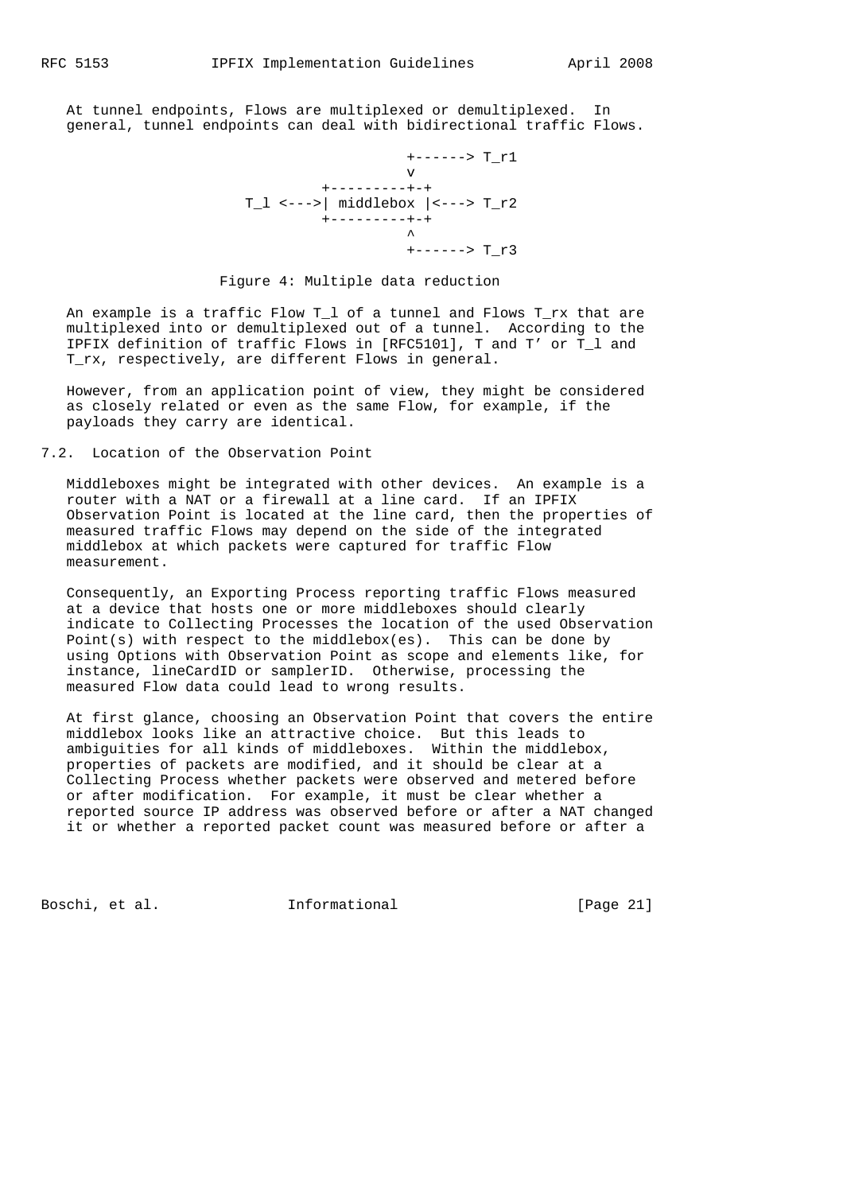At tunnel endpoints, Flows are multiplexed or demultiplexed. In general, tunnel endpoints can deal with bidirectional traffic Flows.

```
                         +------> T_r1
                         v
               +---------+-+
     T_l <--->| middlebox |<---> T_r2
               +---------+-+
                         ^
                         +------> T_r3
```

Figure 4: Multiple data reduction

An example is a traffic Flow T_l of a tunnel and Flows T_rx that are multiplexed into or demultiplexed out of a tunnel. According to the IPFIX definition of traffic Flows in [RFC5101], T and T' or T_l and T_rx, respectively, are different Flows in general.

However, from an application point of view, they might be considered as closely related or even as the same Flow, for example, if the payloads they carry are identical.

## 7.2. Location of the Observation Point

Middleboxes might be integrated with other devices. An example is a router with a NAT or a firewall at a line card. If an IPFIX Observation Point is located at the line card, then the properties of measured traffic Flows may depend on the side of the integrated middlebox at which packets were captured for traffic Flow measurement.

Consequently, an Exporting Process reporting traffic Flows measured at a device that hosts one or more middleboxes should clearly indicate to Collecting Processes the location of the used Observation Point(s) with respect to the middlebox(es). This can be done by using Options with Observation Point as scope and elements like, for instance, lineCardID or samplerID. Otherwise, processing the measured Flow data could lead to wrong results.

At first glance, choosing an Observation Point that covers the entire middlebox looks like an attractive choice. But this leads to ambiguities for all kinds of middleboxes. Within the middlebox, properties of packets are modified, and it should be clear at a Collecting Process whether packets were observed and metered before or after modification. For example, it must be clear whether a reported source IP address was observed before or after a NAT changed it or whether a reported packet count was measured before or after a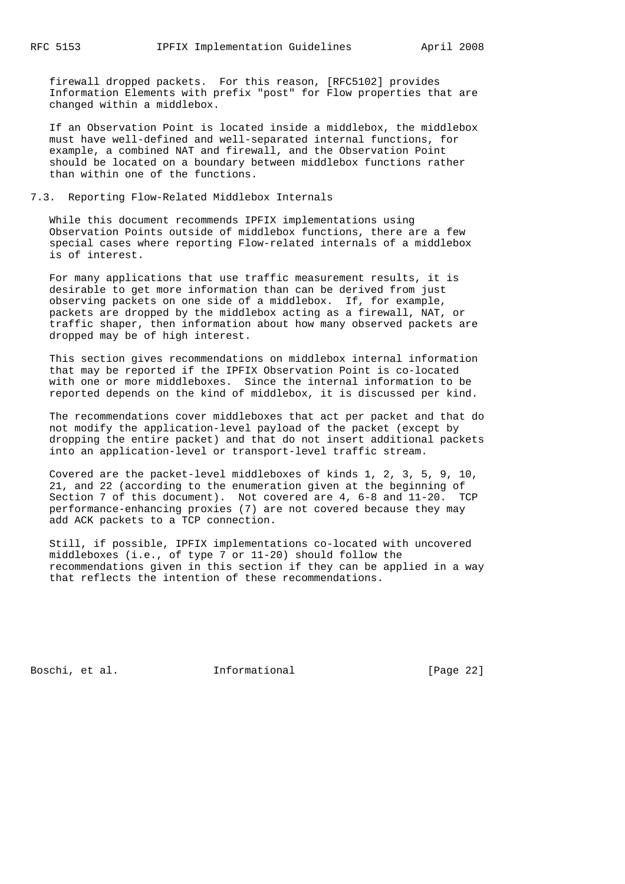firewall dropped packets. For this reason, [RFC5102] provides Information Elements with prefix "post" for Flow properties that are changed within a middlebox.

If an Observation Point is located inside a middlebox, the middlebox must have well-defined and well-separated internal functions, for example, a combined NAT and firewall, and the Observation Point should be located on a boundary between middlebox functions rather than within one of the functions.

## 7.3. Reporting Flow-Related Middlebox Internals

While this document recommends IPFIX implementations using Observation Points outside of middlebox functions, there are a few special cases where reporting Flow-related internals of a middlebox is of interest.

For many applications that use traffic measurement results, it is desirable to get more information than can be derived from just observing packets on one side of a middlebox. If, for example, packets are dropped by the middlebox acting as a firewall, NAT, or traffic shaper, then information about how many observed packets are dropped may be of high interest.

This section gives recommendations on middlebox internal information that may be reported if the IPFIX Observation Point is co-located with one or more middleboxes. Since the internal information to be reported depends on the kind of middlebox, it is discussed per kind.

The recommendations cover middleboxes that act per packet and that do not modify the application-level payload of the packet (except by dropping the entire packet) and that do not insert additional packets into an application-level or transport-level traffic stream.

Covered are the packet-level middleboxes of kinds 1, 2, 3, 5, 9, 10, 21, and 22 (according to the enumeration given at the beginning of Section 7 of this document). Not covered are 4, 6-8 and 11-20. TCP performance-enhancing proxies (7) are not covered because they may add ACK packets to a TCP connection.

Still, if possible, IPFIX implementations co-located with uncovered middleboxes (i.e., of type 7 or 11-20) should follow the recommendations given in this section if they can be applied in a way that reflects the intention of these recommendations.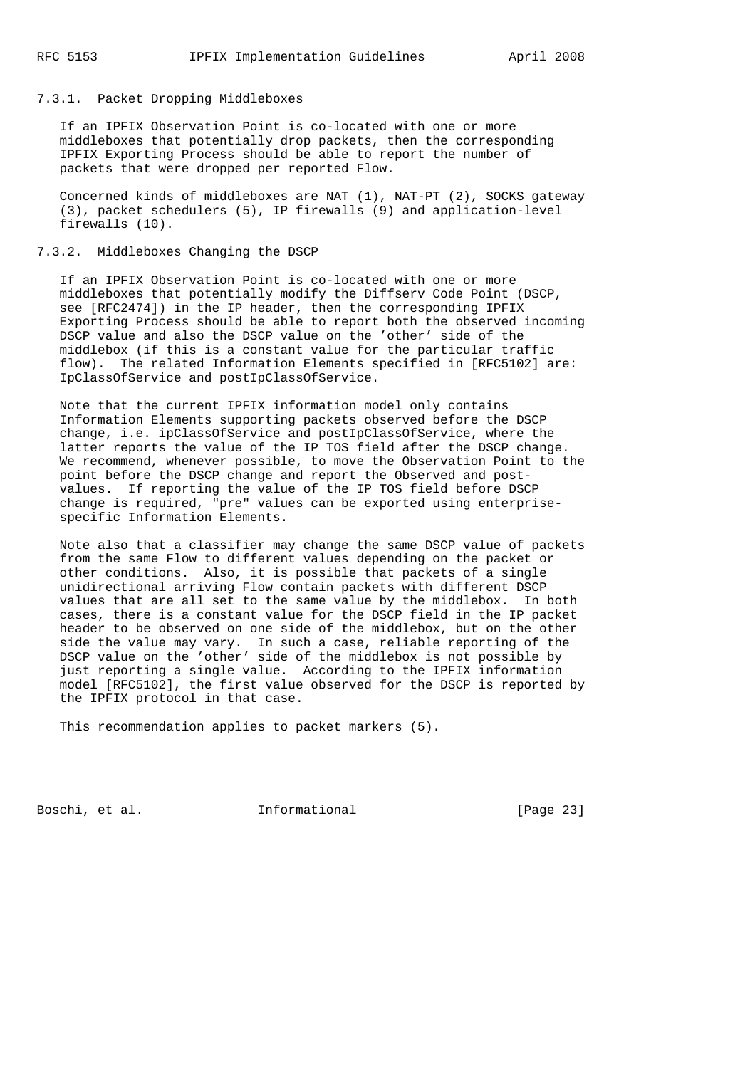### 7.3.1. Packet Dropping Middleboxes

If an IPFIX Observation Point is co-located with one or more middleboxes that potentially drop packets, then the corresponding IPFIX Exporting Process should be able to report the number of packets that were dropped per reported Flow.

Concerned kinds of middleboxes are NAT (1), NAT-PT (2), SOCKS gateway (3), packet schedulers (5), IP firewalls (9) and application-level firewalls (10).

### 7.3.2. Middleboxes Changing the DSCP

If an IPFIX Observation Point is co-located with one or more middleboxes that potentially modify the Diffserv Code Point (DSCP, see [RFC2474]) in the IP header, then the corresponding IPFIX Exporting Process should be able to report both the observed incoming DSCP value and also the DSCP value on the 'other' side of the middlebox (if this is a constant value for the particular traffic flow). The related Information Elements specified in [RFC5102] are: IpClassOfService and postIpClassOfService.

Note that the current IPFIX information model only contains Information Elements supporting packets observed before the DSCP change, i.e. ipClassOfService and postIpClassOfService, where the latter reports the value of the IP TOS field after the DSCP change. We recommend, whenever possible, to move the Observation Point to the point before the DSCP change and report the Observed and post-values. If reporting the value of the IP TOS field before DSCP change is required, "pre" values can be exported using enterprise-specific Information Elements.

Note also that a classifier may change the same DSCP value of packets from the same Flow to different values depending on the packet or other conditions. Also, it is possible that packets of a single unidirectional arriving Flow contain packets with different DSCP values that are all set to the same value by the middlebox. In both cases, there is a constant value for the DSCP field in the IP packet header to be observed on one side of the middlebox, but on the other side the value may vary. In such a case, reliable reporting of the DSCP value on the 'other' side of the middlebox is not possible by just reporting a single value. According to the IPFIX information model [RFC5102], the first value observed for the DSCP is reported by the IPFIX protocol in that case.

This recommendation applies to packet markers (5).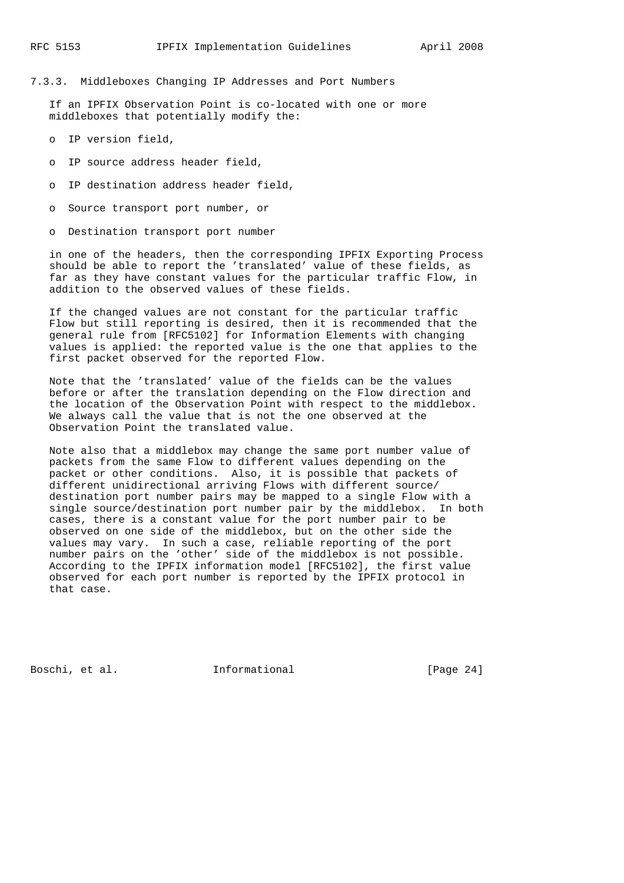### 7.3.3. Middleboxes Changing IP Addresses and Port Numbers

If an IPFIX Observation Point is co-located with one or more middleboxes that potentially modify the:

- IP version field,
- IP source address header field,
- IP destination address header field,
- Source transport port number, or
- Destination transport port number

in one of the headers, then the corresponding IPFIX Exporting Process should be able to report the 'translated' value of these fields, as far as they have constant values for the particular traffic Flow, in addition to the observed values of these fields.

If the changed values are not constant for the particular traffic Flow but still reporting is desired, then it is recommended that the general rule from [RFC5102] for Information Elements with changing values is applied: the reported value is the one that applies to the first packet observed for the reported Flow.

Note that the 'translated' value of the fields can be the values before or after the translation depending on the Flow direction and the location of the Observation Point with respect to the middlebox. We always call the value that is not the one observed at the Observation Point the translated value.

Note also that a middlebox may change the same port number value of packets from the same Flow to different values depending on the packet or other conditions. Also, it is possible that packets of different unidirectional arriving Flows with different source/destination port number pairs may be mapped to a single Flow with a single source/destination port number pair by the middlebox. In both cases, there is a constant value for the port number pair to be observed on one side of the middlebox, but on the other side the values may vary. In such a case, reliable reporting of the port number pairs on the 'other' side of the middlebox is not possible. According to the IPFIX information model [RFC5102], the first value observed for each port number is reported by the IPFIX protocol in that case.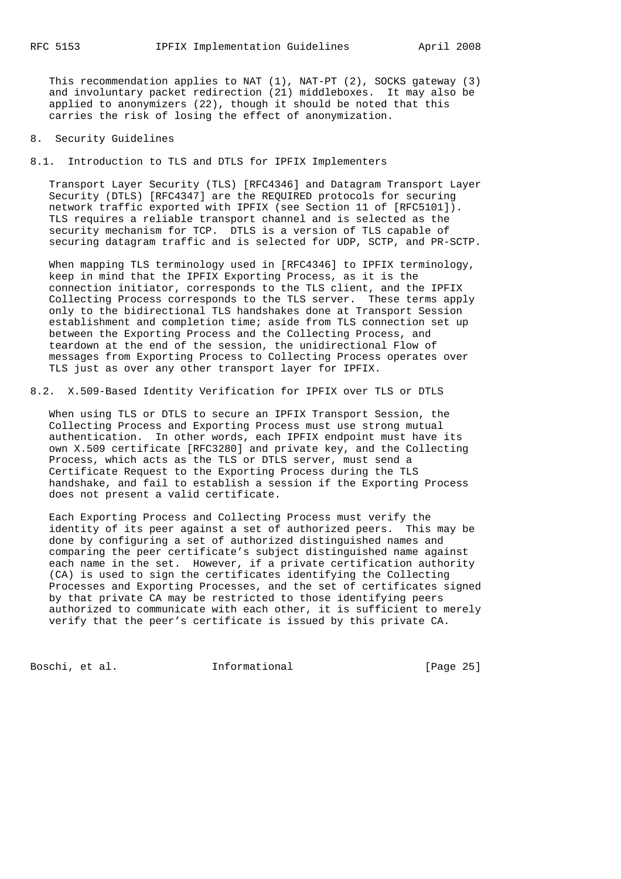This recommendation applies to NAT (1), NAT-PT (2), SOCKS gateway (3) and involuntary packet redirection (21) middleboxes. It may also be applied to anonymizers (22), though it should be noted that this carries the risk of losing the effect of anonymization.

# 8. Security Guidelines

## 8.1. Introduction to TLS and DTLS for IPFIX Implementers

Transport Layer Security (TLS) [RFC4346] and Datagram Transport Layer Security (DTLS) [RFC4347] are the REQUIRED protocols for securing network traffic exported with IPFIX (see Section 11 of [RFC5101]). TLS requires a reliable transport channel and is selected as the security mechanism for TCP. DTLS is a version of TLS capable of securing datagram traffic and is selected for UDP, SCTP, and PR-SCTP.

When mapping TLS terminology used in [RFC4346] to IPFIX terminology, keep in mind that the IPFIX Exporting Process, as it is the connection initiator, corresponds to the TLS client, and the IPFIX Collecting Process corresponds to the TLS server. These terms apply only to the bidirectional TLS handshakes done at Transport Session establishment and completion time; aside from TLS connection set up between the Exporting Process and the Collecting Process, and teardown at the end of the session, the unidirectional Flow of messages from Exporting Process to Collecting Process operates over TLS just as over any other transport layer for IPFIX.

## 8.2. X.509-Based Identity Verification for IPFIX over TLS or DTLS

When using TLS or DTLS to secure an IPFIX Transport Session, the Collecting Process and Exporting Process must use strong mutual authentication. In other words, each IPFIX endpoint must have its own X.509 certificate [RFC3280] and private key, and the Collecting Process, which acts as the TLS or DTLS server, must send a Certificate Request to the Exporting Process during the TLS handshake, and fail to establish a session if the Exporting Process does not present a valid certificate.

Each Exporting Process and Collecting Process must verify the identity of its peer against a set of authorized peers. This may be done by configuring a set of authorized distinguished names and comparing the peer certificate's subject distinguished name against each name in the set. However, if a private certification authority (CA) is used to sign the certificates identifying the Collecting Processes and Exporting Processes, and the set of certificates signed by that private CA may be restricted to those identifying peers authorized to communicate with each other, it is sufficient to merely verify that the peer's certificate is issued by this private CA.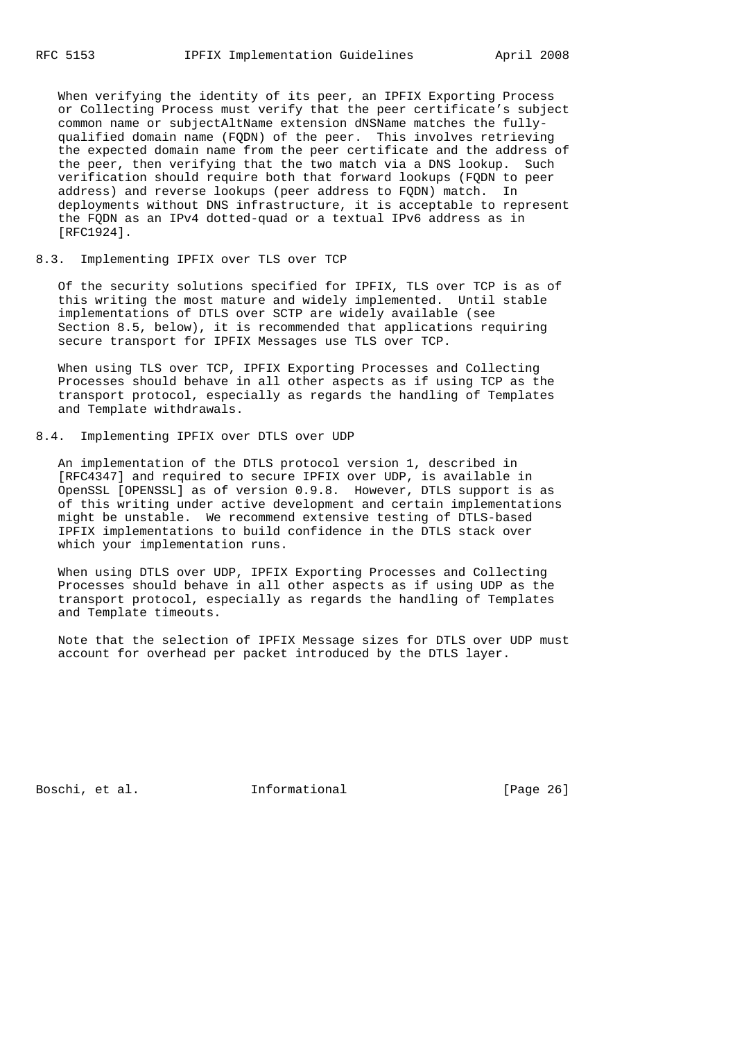When verifying the identity of its peer, an IPFIX Exporting Process or Collecting Process must verify that the peer certificate's subject common name or subjectAltName extension dNSName matches the fully-qualified domain name (FQDN) of the peer. This involves retrieving the expected domain name from the peer certificate and the address of the peer, then verifying that the two match via a DNS lookup. Such verification should require both that forward lookups (FQDN to peer address) and reverse lookups (peer address to FQDN) match. In deployments without DNS infrastructure, it is acceptable to represent the FQDN as an IPv4 dotted-quad or a textual IPv6 address as in [RFC1924].

## 8.3. Implementing IPFIX over TLS over TCP

Of the security solutions specified for IPFIX, TLS over TCP is as of this writing the most mature and widely implemented. Until stable implementations of DTLS over SCTP are widely available (see Section 8.5, below), it is recommended that applications requiring secure transport for IPFIX Messages use TLS over TCP.

When using TLS over TCP, IPFIX Exporting Processes and Collecting Processes should behave in all other aspects as if using TCP as the transport protocol, especially as regards the handling of Templates and Template withdrawals.

## 8.4. Implementing IPFIX over DTLS over UDP

An implementation of the DTLS protocol version 1, described in [RFC4347] and required to secure IPFIX over UDP, is available in OpenSSL [OPENSSL] as of version 0.9.8. However, DTLS support is as of this writing under active development and certain implementations might be unstable. We recommend extensive testing of DTLS-based IPFIX implementations to build confidence in the DTLS stack over which your implementation runs.

When using DTLS over UDP, IPFIX Exporting Processes and Collecting Processes should behave in all other aspects as if using UDP as the transport protocol, especially as regards the handling of Templates and Template timeouts.

Note that the selection of IPFIX Message sizes for DTLS over UDP must account for overhead per packet introduced by the DTLS layer.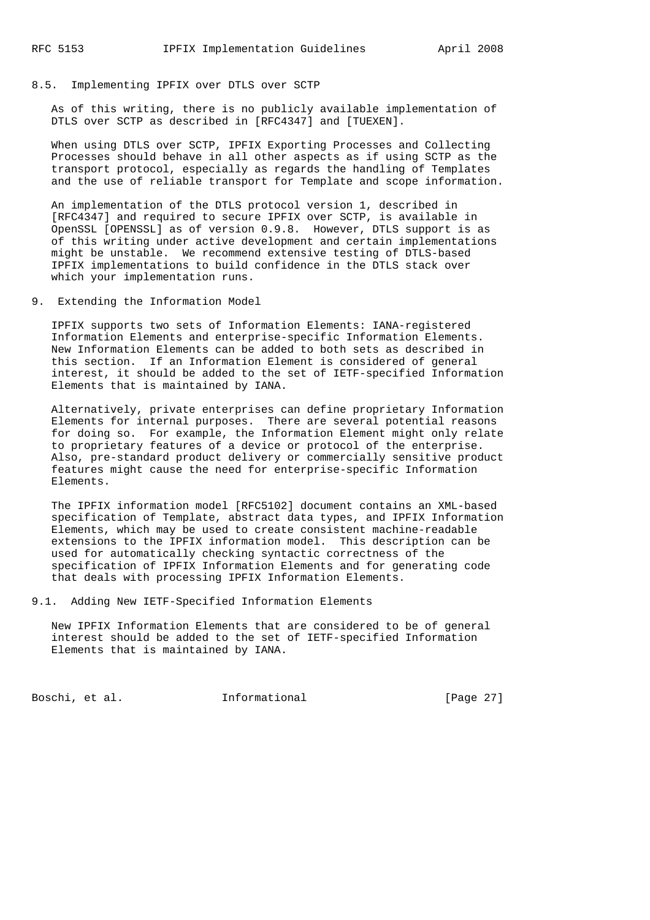## 8.5. Implementing IPFIX over DTLS over SCTP

As of this writing, there is no publicly available implementation of DTLS over SCTP as described in [RFC4347] and [TUEXEN].

When using DTLS over SCTP, IPFIX Exporting Processes and Collecting Processes should behave in all other aspects as if using SCTP as the transport protocol, especially as regards the handling of Templates and the use of reliable transport for Template and scope information.

An implementation of the DTLS protocol version 1, described in [RFC4347] and required to secure IPFIX over SCTP, is available in OpenSSL [OPENSSL] as of version 0.9.8. However, DTLS support is as of this writing under active development and certain implementations might be unstable. We recommend extensive testing of DTLS-based IPFIX implementations to build confidence in the DTLS stack over which your implementation runs.

# 9. Extending the Information Model

IPFIX supports two sets of Information Elements: IANA-registered Information Elements and enterprise-specific Information Elements. New Information Elements can be added to both sets as described in this section. If an Information Element is considered of general interest, it should be added to the set of IETF-specified Information Elements that is maintained by IANA.

Alternatively, private enterprises can define proprietary Information Elements for internal purposes. There are several potential reasons for doing so. For example, the Information Element might only relate to proprietary features of a device or protocol of the enterprise. Also, pre-standard product delivery or commercially sensitive product features might cause the need for enterprise-specific Information Elements.

The IPFIX information model [RFC5102] document contains an XML-based specification of Template, abstract data types, and IPFIX Information Elements, which may be used to create consistent machine-readable extensions to the IPFIX information model. This description can be used for automatically checking syntactic correctness of the specification of IPFIX Information Elements and for generating code that deals with processing IPFIX Information Elements.

## 9.1. Adding New IETF-Specified Information Elements

New IPFIX Information Elements that are considered to be of general interest should be added to the set of IETF-specified Information Elements that is maintained by IANA.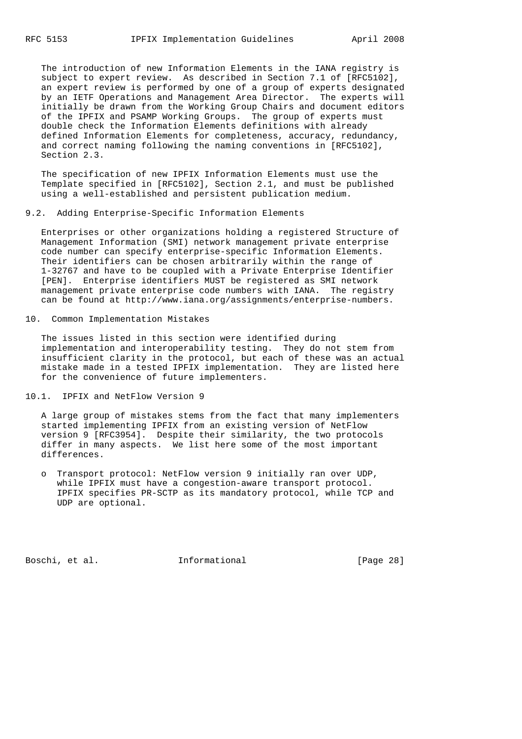The introduction of new Information Elements in the IANA registry is subject to expert review. As described in Section 7.1 of [RFC5102], an expert review is performed by one of a group of experts designated by an IETF Operations and Management Area Director. The experts will initially be drawn from the Working Group Chairs and document editors of the IPFIX and PSAMP Working Groups. The group of experts must double check the Information Elements definitions with already defined Information Elements for completeness, accuracy, redundancy, and correct naming following the naming conventions in [RFC5102], Section 2.3.

The specification of new IPFIX Information Elements must use the Template specified in [RFC5102], Section 2.1, and must be published using a well-established and persistent publication medium.

### 9.2. Adding Enterprise-Specific Information Elements

Enterprises or other organizations holding a registered Structure of Management Information (SMI) network management private enterprise code number can specify enterprise-specific Information Elements. Their identifiers can be chosen arbitrarily within the range of 1-32767 and have to be coupled with a Private Enterprise Identifier [PEN]. Enterprise identifiers MUST be registered as SMI network management private enterprise code numbers with IANA. The registry can be found at http://www.iana.org/assignments/enterprise-numbers.

## 10. Common Implementation Mistakes

The issues listed in this section were identified during implementation and interoperability testing. They do not stem from insufficient clarity in the protocol, but each of these was an actual mistake made in a tested IPFIX implementation. They are listed here for the convenience of future implementers.

### 10.1. IPFIX and NetFlow Version 9

A large group of mistakes stems from the fact that many implementers started implementing IPFIX from an existing version of NetFlow version 9 [RFC3954]. Despite their similarity, the two protocols differ in many aspects. We list here some of the most important differences.

- Transport protocol: NetFlow version 9 initially ran over UDP, while IPFIX must have a congestion-aware transport protocol. IPFIX specifies PR-SCTP as its mandatory protocol, while TCP and UDP are optional.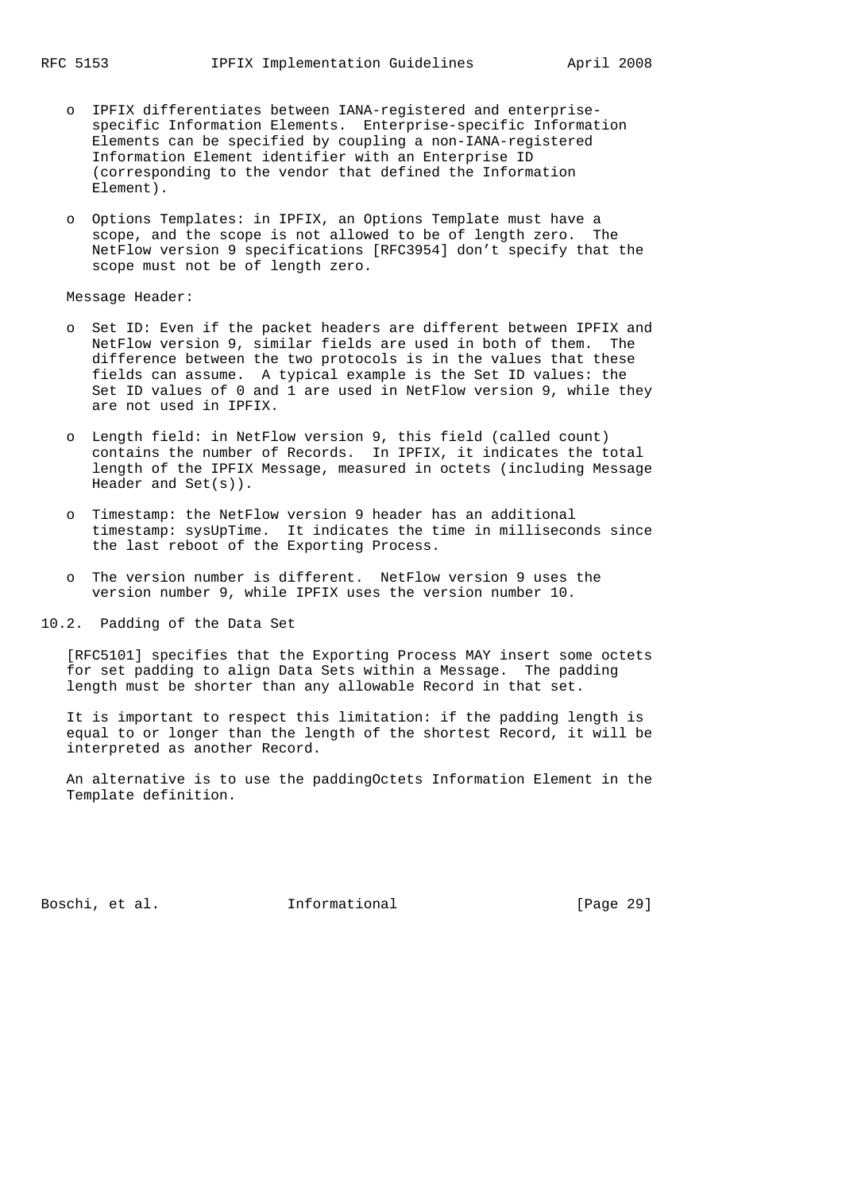- IPFIX differentiates between IANA-registered and enterprise-specific Information Elements. Enterprise-specific Information Elements can be specified by coupling a non-IANA-registered Information Element identifier with an Enterprise ID (corresponding to the vendor that defined the Information Element).

- Options Templates: in IPFIX, an Options Template must have a scope, and the scope is not allowed to be of length zero. The NetFlow version 9 specifications [RFC3954] don't specify that the scope must not be of length zero.

Message Header:

- Set ID: Even if the packet headers are different between IPFIX and NetFlow version 9, similar fields are used in both of them. The difference between the two protocols is in the values that these fields can assume. A typical example is the Set ID values: the Set ID values of 0 and 1 are used in NetFlow version 9, while they are not used in IPFIX.

- Length field: in NetFlow version 9, this field (called count) contains the number of Records. In IPFIX, it indicates the total length of the IPFIX Message, measured in octets (including Message Header and Set(s)).

- Timestamp: the NetFlow version 9 header has an additional timestamp: sysUpTime. It indicates the time in milliseconds since the last reboot of the Exporting Process.

- The version number is different. NetFlow version 9 uses the version number 9, while IPFIX uses the version number 10.

## 10.2. Padding of the Data Set

[RFC5101] specifies that the Exporting Process MAY insert some octets for set padding to align Data Sets within a Message. The padding length must be shorter than any allowable Record in that set.

It is important to respect this limitation: if the padding length is equal to or longer than the length of the shortest Record, it will be interpreted as another Record.

An alternative is to use the paddingOctets Information Element in the Template definition.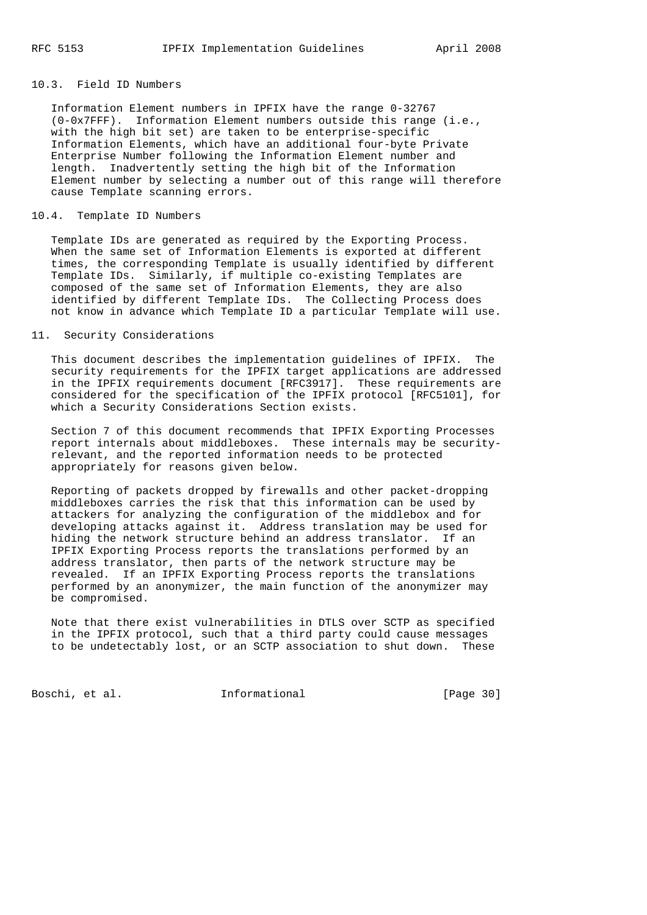### 10.3. Field ID Numbers

Information Element numbers in IPFIX have the range 0-32767 (0-0x7FFF). Information Element numbers outside this range (i.e., with the high bit set) are taken to be enterprise-specific Information Elements, which have an additional four-byte Private Enterprise Number following the Information Element number and length. Inadvertently setting the high bit of the Information Element number by selecting a number out of this range will therefore cause Template scanning errors.

### 10.4. Template ID Numbers

Template IDs are generated as required by the Exporting Process. When the same set of Information Elements is exported at different times, the corresponding Template is usually identified by different Template IDs. Similarly, if multiple co-existing Templates are composed of the same set of Information Elements, they are also identified by different Template IDs. The Collecting Process does not know in advance which Template ID a particular Template will use.

## 11. Security Considerations

This document describes the implementation guidelines of IPFIX. The security requirements for the IPFIX target applications are addressed in the IPFIX requirements document [RFC3917]. These requirements are considered for the specification of the IPFIX protocol [RFC5101], for which a Security Considerations Section exists.

Section 7 of this document recommends that IPFIX Exporting Processes report internals about middleboxes. These internals may be security-relevant, and the reported information needs to be protected appropriately for reasons given below.

Reporting of packets dropped by firewalls and other packet-dropping middleboxes carries the risk that this information can be used by attackers for analyzing the configuration of the middlebox and for developing attacks against it. Address translation may be used for hiding the network structure behind an address translator. If an IPFIX Exporting Process reports the translations performed by an address translator, then parts of the network structure may be revealed. If an IPFIX Exporting Process reports the translations performed by an anonymizer, the main function of the anonymizer may be compromised.

Note that there exist vulnerabilities in DTLS over SCTP as specified in the IPFIX protocol, such that a third party could cause messages to be undetectably lost, or an SCTP association to shut down. These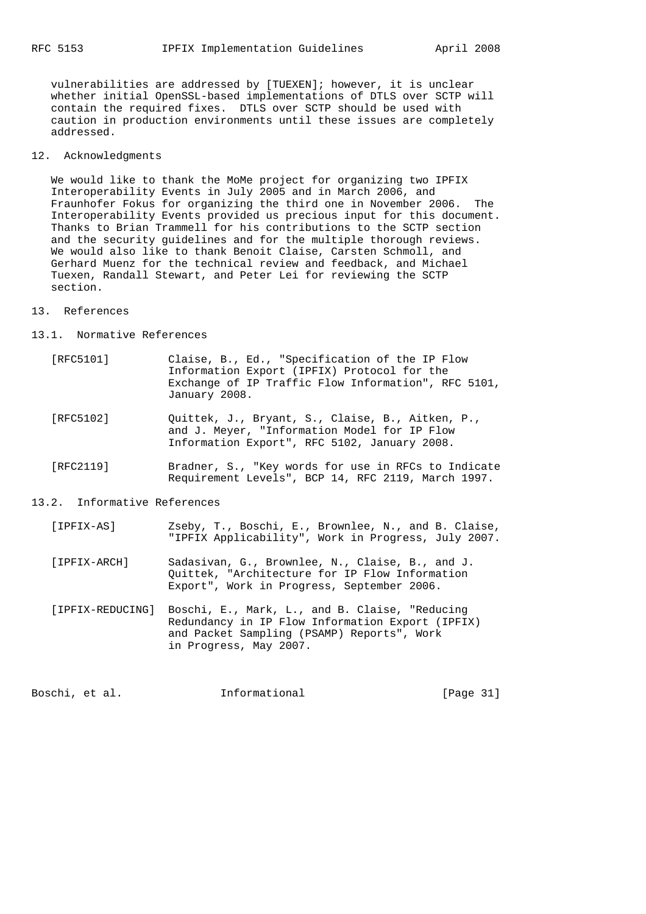vulnerabilities are addressed by [TUEXEN]; however, it is unclear whether initial OpenSSL-based implementations of DTLS over SCTP will contain the required fixes. DTLS over SCTP should be used with caution in production environments until these issues are completely addressed.

## 12. Acknowledgments

We would like to thank the MoMe project for organizing two IPFIX Interoperability Events in July 2005 and in March 2006, and Fraunhofer Fokus for organizing the third one in November 2006. The Interoperability Events provided us precious input for this document. Thanks to Brian Trammell for his contributions to the SCTP section and the security guidelines and for the multiple thorough reviews. We would also like to thank Benoit Claise, Carsten Schmoll, and Gerhard Muenz for the technical review and feedback, and Michael Tuexen, Randall Stewart, and Peter Lei for reviewing the SCTP section.

## 13. References

### 13.1. Normative References

[RFC5101] Claise, B., Ed., "Specification of the IP Flow Information Export (IPFIX) Protocol for the Exchange of IP Traffic Flow Information", RFC 5101, January 2008.

[RFC5102] Quittek, J., Bryant, S., Claise, B., Aitken, P., and J. Meyer, "Information Model for IP Flow Information Export", RFC 5102, January 2008.

[RFC2119] Bradner, S., "Key words for use in RFCs to Indicate Requirement Levels", BCP 14, RFC 2119, March 1997.

### 13.2. Informative References

[IPFIX-AS] Zseby, T., Boschi, E., Brownlee, N., and B. Claise, "IPFIX Applicability", Work in Progress, July 2007.

[IPFIX-ARCH] Sadasivan, G., Brownlee, N., Claise, B., and J. Quittek, "Architecture for IP Flow Information Export", Work in Progress, September 2006.

[IPFIX-REDUCING] Boschi, E., Mark, L., and B. Claise, "Reducing Redundancy in IP Flow Information Export (IPFIX) and Packet Sampling (PSAMP) Reports", Work in Progress, May 2007.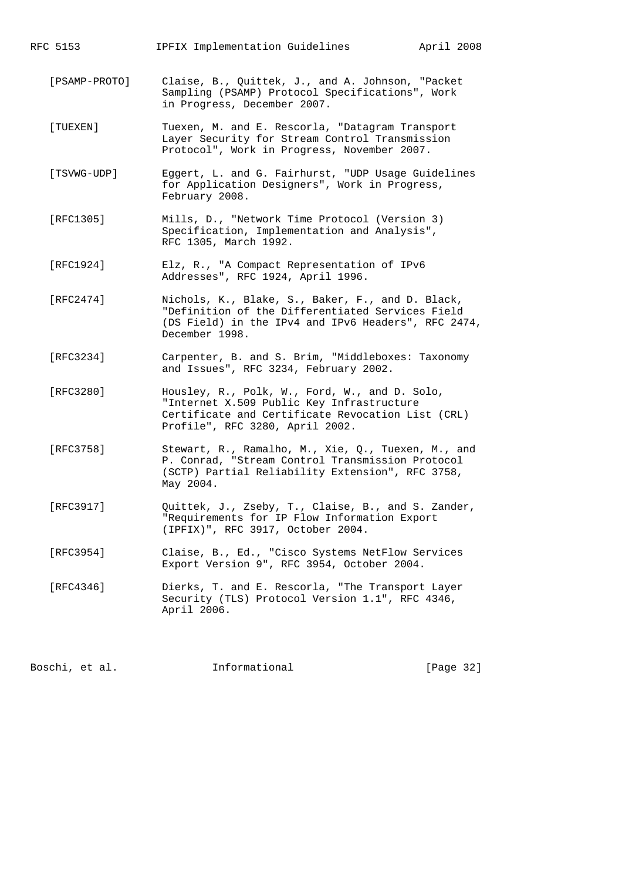[PSAMP-PROTO] Claise, B., Quittek, J., and A. Johnson, "Packet Sampling (PSAMP) Protocol Specifications", Work in Progress, December 2007.

[TUEXEN] Tuexen, M. and E. Rescorla, "Datagram Transport Layer Security for Stream Control Transmission Protocol", Work in Progress, November 2007.

[TSVWG-UDP] Eggert, L. and G. Fairhurst, "UDP Usage Guidelines for Application Designers", Work in Progress, February 2008.

[RFC1305] Mills, D., "Network Time Protocol (Version 3) Specification, Implementation and Analysis", RFC 1305, March 1992.

[RFC1924] Elz, R., "A Compact Representation of IPv6 Addresses", RFC 1924, April 1996.

[RFC2474] Nichols, K., Blake, S., Baker, F., and D. Black, "Definition of the Differentiated Services Field (DS Field) in the IPv4 and IPv6 Headers", RFC 2474, December 1998.

[RFC3234] Carpenter, B. and S. Brim, "Middleboxes: Taxonomy and Issues", RFC 3234, February 2002.

[RFC3280] Housley, R., Polk, W., Ford, W., and D. Solo, "Internet X.509 Public Key Infrastructure Certificate and Certificate Revocation List (CRL) Profile", RFC 3280, April 2002.

[RFC3758] Stewart, R., Ramalho, M., Xie, Q., Tuexen, M., and P. Conrad, "Stream Control Transmission Protocol (SCTP) Partial Reliability Extension", RFC 3758, May 2004.

[RFC3917] Quittek, J., Zseby, T., Claise, B., and S. Zander, "Requirements for IP Flow Information Export (IPFIX)", RFC 3917, October 2004.

[RFC3954] Claise, B., Ed., "Cisco Systems NetFlow Services Export Version 9", RFC 3954, October 2004.

[RFC4346] Dierks, T. and E. Rescorla, "The Transport Layer Security (TLS) Protocol Version 1.1", RFC 4346, April 2006.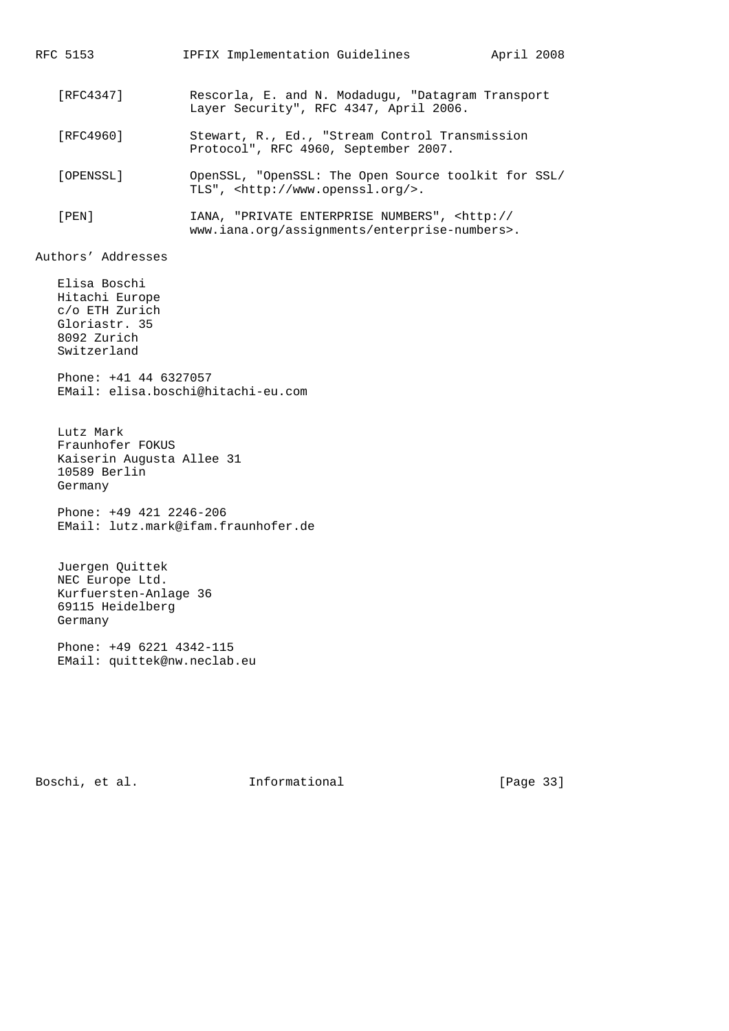[RFC4347] Rescorla, E. and N. Modadugu, "Datagram Transport Layer Security", RFC 4347, April 2006.

[RFC4960] Stewart, R., Ed., "Stream Control Transmission Protocol", RFC 4960, September 2007.

[OPENSSL] OpenSSL, "OpenSSL: The Open Source toolkit for SSL/TLS", <http://www.openssl.org/>.

[PEN] IANA, "PRIVATE ENTERPRISE NUMBERS", <http://www.iana.org/assignments/enterprise-numbers>.

## Authors' Addresses

Elisa Boschi
Hitachi Europe
c/o ETH Zurich
Gloriastr. 35
8092 Zurich
Switzerland

Phone: +41 44 6327057
EMail: elisa.boschi@hitachi-eu.com

Lutz Mark
Fraunhofer FOKUS
Kaiserin Augusta Allee 31
10589 Berlin
Germany

Phone: +49 421 2246-206
EMail: lutz.mark@ifam.fraunhofer.de

Juergen Quittek
NEC Europe Ltd.
Kurfuersten-Anlage 36
69115 Heidelberg
Germany

Phone: +49 6221 4342-115
EMail: quittek@nw.neclab.eu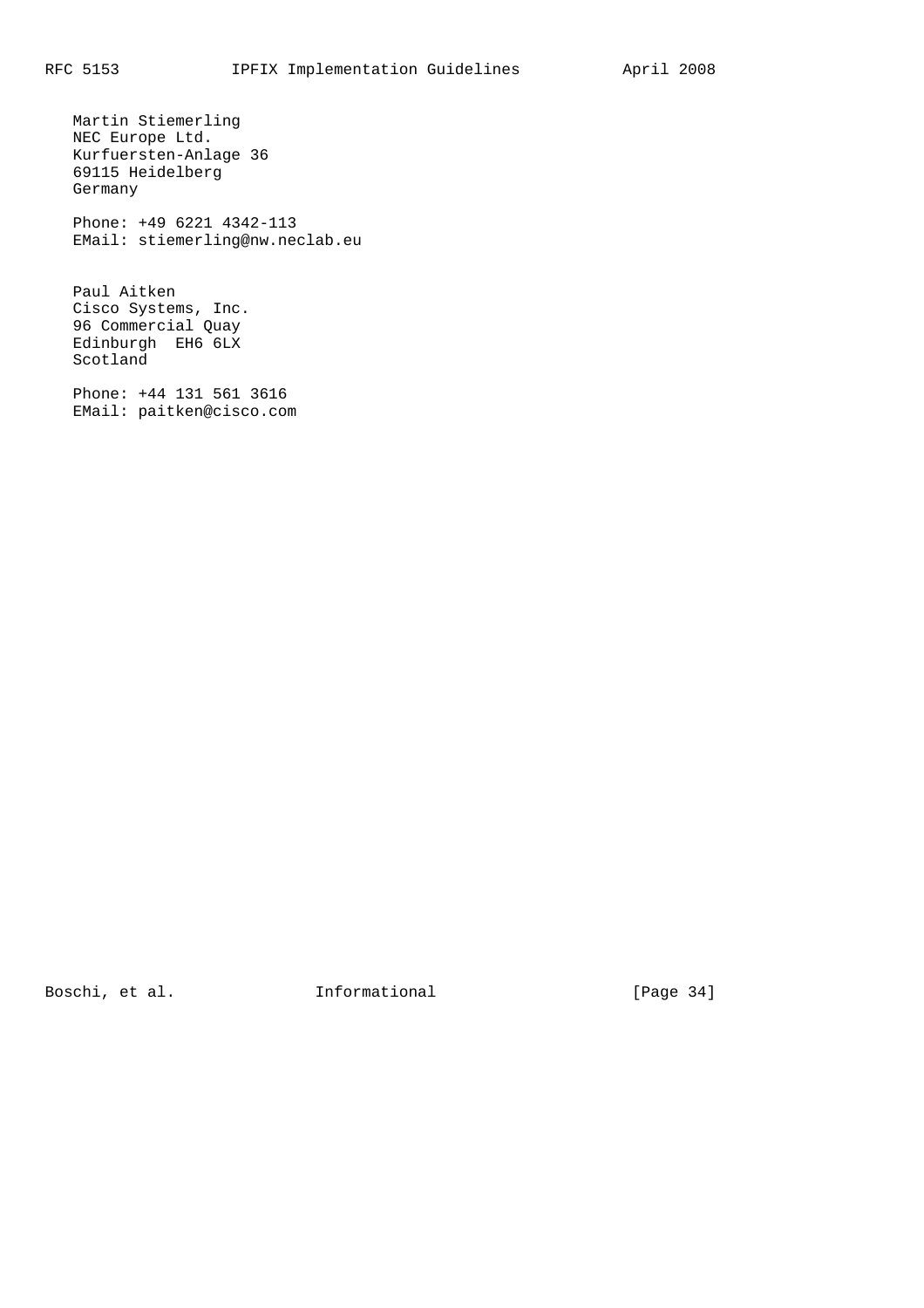Martin Stiemerling
NEC Europe Ltd.
Kurfuersten-Anlage 36
69115 Heidelberg
Germany

Phone: +49 6221 4342-113
EMail: stiemerling@nw.neclab.eu

Paul Aitken
Cisco Systems, Inc.
96 Commercial Quay
Edinburgh EH6 6LX
Scotland

Phone: +44 131 561 3616
EMail: paitken@cisco.com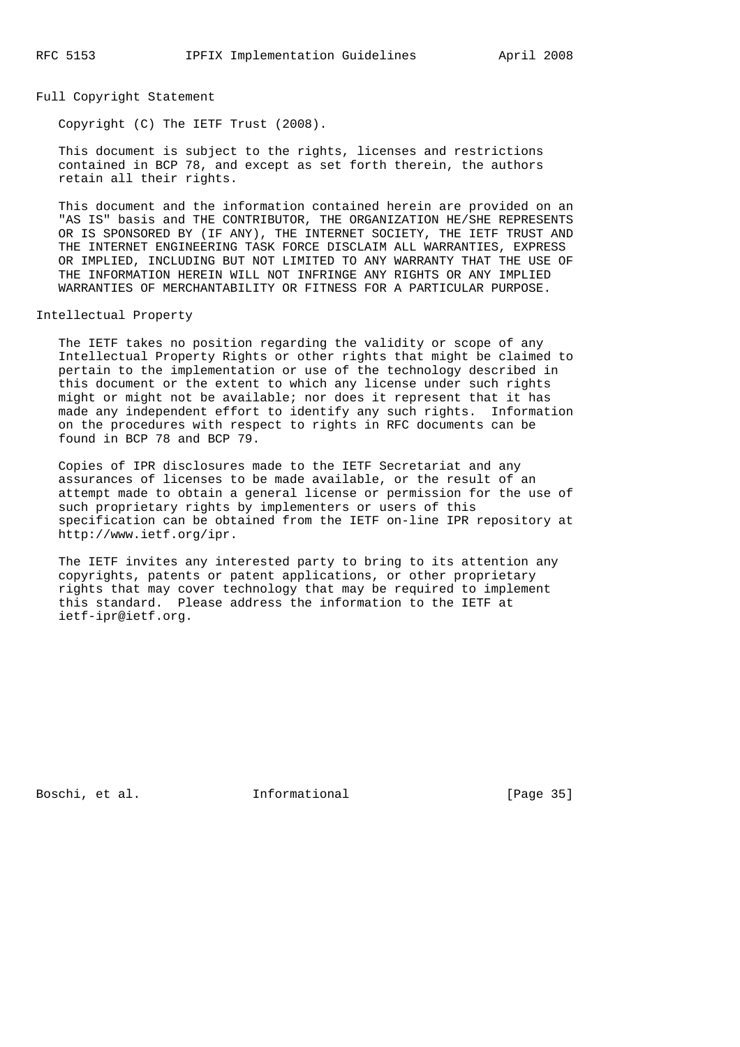## Full Copyright Statement

Copyright (C) The IETF Trust (2008).

This document is subject to the rights, licenses and restrictions contained in BCP 78, and except as set forth therein, the authors retain all their rights.

This document and the information contained herein are provided on an "AS IS" basis and THE CONTRIBUTOR, THE ORGANIZATION HE/SHE REPRESENTS OR IS SPONSORED BY (IF ANY), THE INTERNET SOCIETY, THE IETF TRUST AND THE INTERNET ENGINEERING TASK FORCE DISCLAIM ALL WARRANTIES, EXPRESS OR IMPLIED, INCLUDING BUT NOT LIMITED TO ANY WARRANTY THAT THE USE OF THE INFORMATION HEREIN WILL NOT INFRINGE ANY RIGHTS OR ANY IMPLIED WARRANTIES OF MERCHANTABILITY OR FITNESS FOR A PARTICULAR PURPOSE.

## Intellectual Property

The IETF takes no position regarding the validity or scope of any Intellectual Property Rights or other rights that might be claimed to pertain to the implementation or use of the technology described in this document or the extent to which any license under such rights might or might not be available; nor does it represent that it has made any independent effort to identify any such rights. Information on the procedures with respect to rights in RFC documents can be found in BCP 78 and BCP 79.

Copies of IPR disclosures made to the IETF Secretariat and any assurances of licenses to be made available, or the result of an attempt made to obtain a general license or permission for the use of such proprietary rights by implementers or users of this specification can be obtained from the IETF on-line IPR repository at http://www.ietf.org/ipr.

The IETF invites any interested party to bring to its attention any copyrights, patents or patent applications, or other proprietary rights that may cover technology that may be required to implement this standard. Please address the information to the IETF at ietf-ipr@ietf.org.